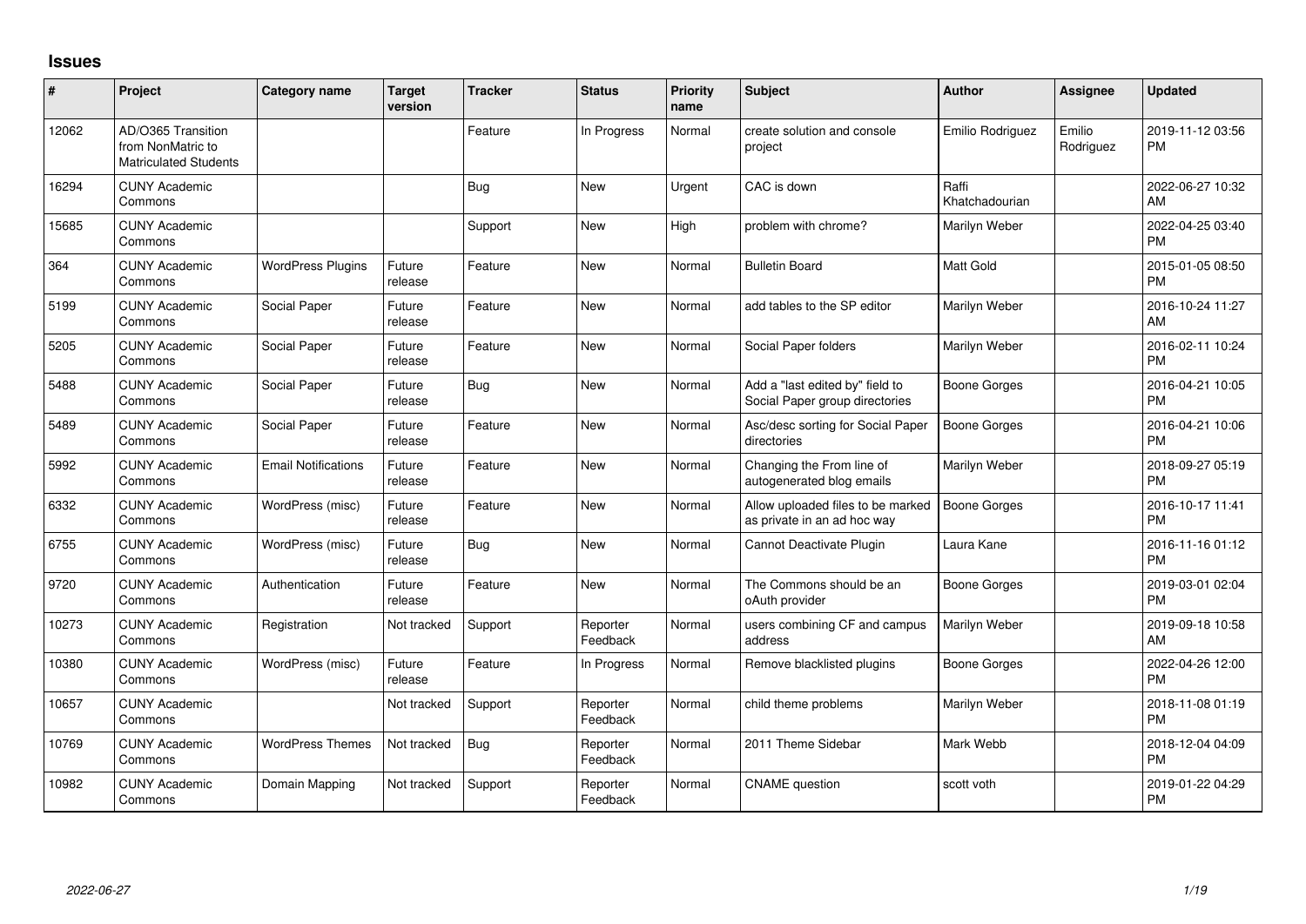# Issues

| # | Project | Category name | Target version | Tracker | Status | Priority name | Subject | Author | Assignee | Updated |
|---|---|---|---|---|---|---|---|---|---|---|
| 12062 | AD/O365 Transition from NonMatric to Matriculated Students | | | Feature | In Progress | Normal | create solution and console project | Emilio Rodriguez | Emilio Rodriguez | 2019-11-12 03:56 PM |
| 16294 | CUNY Academic Commons | | | Bug | New | Urgent | CAC is down | Raffi Khatchadourian | | 2022-06-27 10:32 AM |
| 15685 | CUNY Academic Commons | | | Support | New | High | problem with chrome? | Marilyn Weber | | 2022-04-25 03:40 PM |
| 364 | CUNY Academic Commons | WordPress Plugins | Future release | Feature | New | Normal | Bulletin Board | Matt Gold | | 2015-01-05 08:50 PM |
| 5199 | CUNY Academic Commons | Social Paper | Future release | Feature | New | Normal | add tables to the SP editor | Marilyn Weber | | 2016-10-24 11:27 AM |
| 5205 | CUNY Academic Commons | Social Paper | Future release | Feature | New | Normal | Social Paper folders | Marilyn Weber | | 2016-02-11 10:24 PM |
| 5488 | CUNY Academic Commons | Social Paper | Future release | Bug | New | Normal | Add a "last edited by" field to Social Paper group directories | Boone Gorges | | 2016-04-21 10:05 PM |
| 5489 | CUNY Academic Commons | Social Paper | Future release | Feature | New | Normal | Asc/desc sorting for Social Paper directories | Boone Gorges | | 2016-04-21 10:06 PM |
| 5992 | CUNY Academic Commons | Email Notifications | Future release | Feature | New | Normal | Changing the From line of autogenerated blog emails | Marilyn Weber | | 2018-09-27 05:19 PM |
| 6332 | CUNY Academic Commons | WordPress (misc) | Future release | Feature | New | Normal | Allow uploaded files to be marked as private in an ad hoc way | Boone Gorges | | 2016-10-17 11:41 PM |
| 6755 | CUNY Academic Commons | WordPress (misc) | Future release | Bug | New | Normal | Cannot Deactivate Plugin | Laura Kane | | 2016-11-16 01:12 PM |
| 9720 | CUNY Academic Commons | Authentication | Future release | Feature | New | Normal | The Commons should be an oAuth provider | Boone Gorges | | 2019-03-01 02:04 PM |
| 10273 | CUNY Academic Commons | Registration | Not tracked | Support | Reporter Feedback | Normal | users combining CF and campus address | Marilyn Weber | | 2019-09-18 10:58 AM |
| 10380 | CUNY Academic Commons | WordPress (misc) | Future release | Feature | In Progress | Normal | Remove blacklisted plugins | Boone Gorges | | 2022-04-26 12:00 PM |
| 10657 | CUNY Academic Commons | | Not tracked | Support | Reporter Feedback | Normal | child theme problems | Marilyn Weber | | 2018-11-08 01:19 PM |
| 10769 | CUNY Academic Commons | WordPress Themes | Not tracked | Bug | Reporter Feedback | Normal | 2011 Theme Sidebar | Mark Webb | | 2018-12-04 04:09 PM |
| 10982 | CUNY Academic Commons | Domain Mapping | Not tracked | Support | Reporter Feedback | Normal | CNAME question | scott voth | | 2019-01-22 04:29 PM |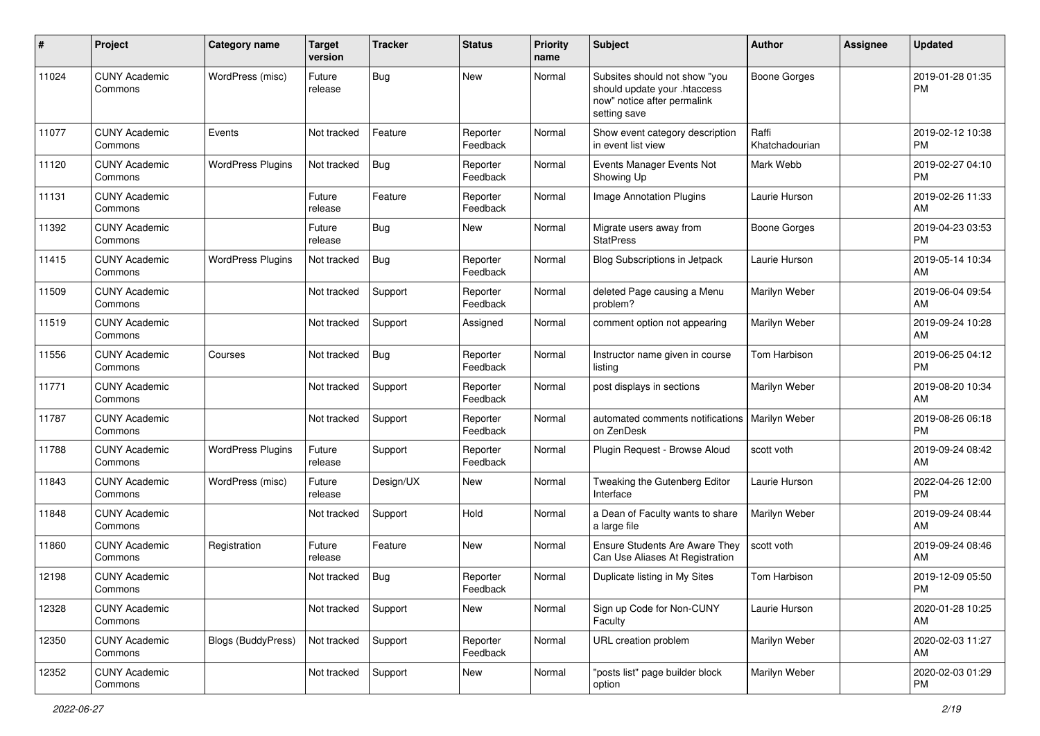| # | Project | Category name | Target version | Tracker | Status | Priority name | Subject | Author | Assignee | Updated |
|---|---|---|---|---|---|---|---|---|---|---|
| 11024 | CUNY Academic Commons | WordPress (misc) | Future release | Bug | New | Normal | Subsites should not show "you should update your .htaccess now" notice after permalink setting save | Boone Gorges | | 2019-01-28 01:35 PM |
| 11077 | CUNY Academic Commons | Events | Not tracked | Feature | Reporter Feedback | Normal | Show event category description in event list view | Raffi Khatchadourian | | 2019-02-12 10:38 PM |
| 11120 | CUNY Academic Commons | WordPress Plugins | Not tracked | Bug | Reporter Feedback | Normal | Events Manager Events Not Showing Up | Mark Webb | | 2019-02-27 04:10 PM |
| 11131 | CUNY Academic Commons | | Future release | Feature | Reporter Feedback | Normal | Image Annotation Plugins | Laurie Hurson | | 2019-02-26 11:33 AM |
| 11392 | CUNY Academic Commons | | Future release | Bug | New | Normal | Migrate users away from StatPress | Boone Gorges | | 2019-04-23 03:53 PM |
| 11415 | CUNY Academic Commons | WordPress Plugins | Not tracked | Bug | Reporter Feedback | Normal | Blog Subscriptions in Jetpack | Laurie Hurson | | 2019-05-14 10:34 AM |
| 11509 | CUNY Academic Commons | | Not tracked | Support | Reporter Feedback | Normal | deleted Page causing a Menu problem? | Marilyn Weber | | 2019-06-04 09:54 AM |
| 11519 | CUNY Academic Commons | | Not tracked | Support | Assigned | Normal | comment option not appearing | Marilyn Weber | | 2019-09-24 10:28 AM |
| 11556 | CUNY Academic Commons | Courses | Not tracked | Bug | Reporter Feedback | Normal | Instructor name given in course listing | Tom Harbison | | 2019-06-25 04:12 PM |
| 11771 | CUNY Academic Commons | | Not tracked | Support | Reporter Feedback | Normal | post displays in sections | Marilyn Weber | | 2019-08-20 10:34 AM |
| 11787 | CUNY Academic Commons | | Not tracked | Support | Reporter Feedback | Normal | automated comments notifications on ZenDesk | Marilyn Weber | | 2019-08-26 06:18 PM |
| 11788 | CUNY Academic Commons | WordPress Plugins | Future release | Support | Reporter Feedback | Normal | Plugin Request - Browse Aloud | scott voth | | 2019-09-24 08:42 AM |
| 11843 | CUNY Academic Commons | WordPress (misc) | Future release | Design/UX | New | Normal | Tweaking the Gutenberg Editor Interface | Laurie Hurson | | 2022-04-26 12:00 PM |
| 11848 | CUNY Academic Commons | | Not tracked | Support | Hold | Normal | a Dean of Faculty wants to share a large file | Marilyn Weber | | 2019-09-24 08:44 AM |
| 11860 | CUNY Academic Commons | Registration | Future release | Feature | New | Normal | Ensure Students Are Aware They Can Use Aliases At Registration | scott voth | | 2019-09-24 08:46 AM |
| 12198 | CUNY Academic Commons | | Not tracked | Bug | Reporter Feedback | Normal | Duplicate listing in My Sites | Tom Harbison | | 2019-12-09 05:50 PM |
| 12328 | CUNY Academic Commons | | Not tracked | Support | New | Normal | Sign up Code for Non-CUNY Faculty | Laurie Hurson | | 2020-01-28 10:25 AM |
| 12350 | CUNY Academic Commons | Blogs (BuddyPress) | Not tracked | Support | Reporter Feedback | Normal | URL creation problem | Marilyn Weber | | 2020-02-03 11:27 AM |
| 12352 | CUNY Academic Commons | | Not tracked | Support | New | Normal | "posts list" page builder block option | Marilyn Weber | | 2020-02-03 01:29 PM |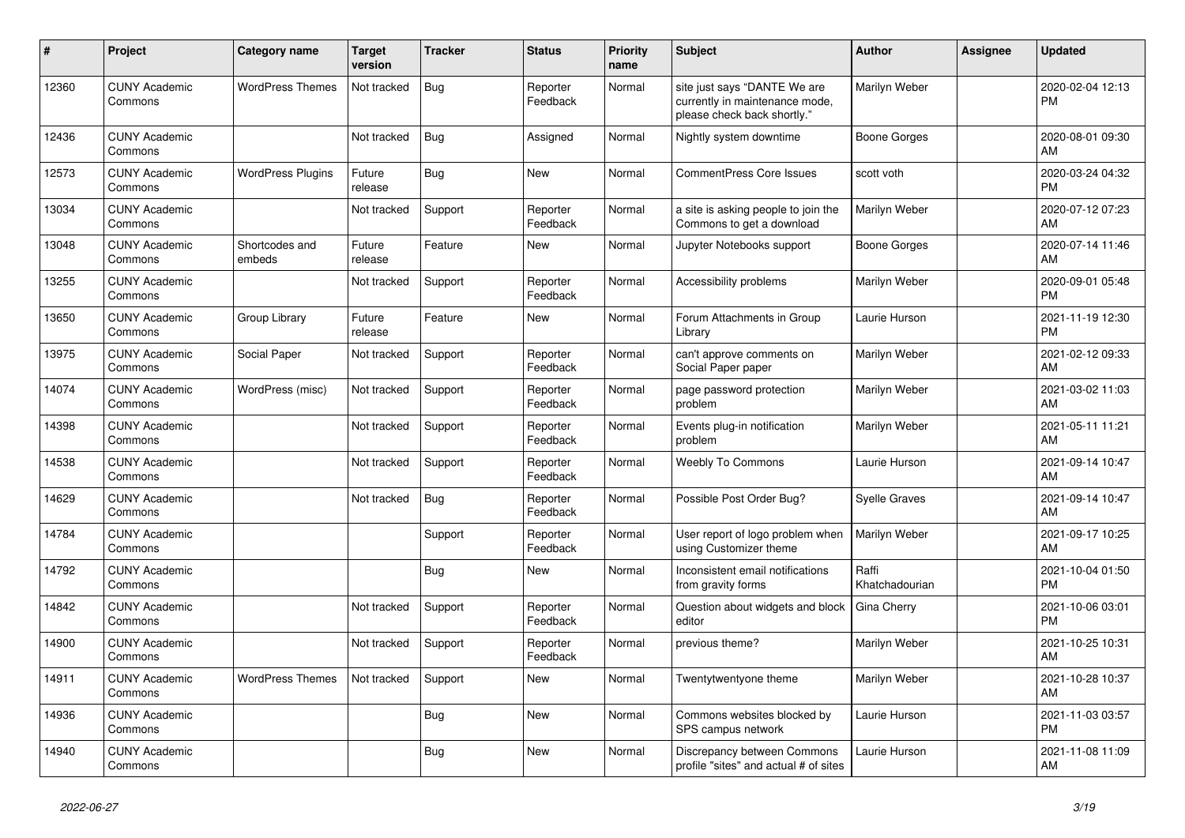| # | Project | Category name | Target version | Tracker | Status | Priority name | Subject | Author | Assignee | Updated |
|---|---|---|---|---|---|---|---|---|---|---|
| 12360 | CUNY Academic Commons | WordPress Themes | Not tracked | Bug | Reporter Feedback | Normal | site just says "DANTE We are currently in maintenance mode, please check back shortly." | Marilyn Weber | | 2020-02-04 12:13 PM |
| 12436 | CUNY Academic Commons | | Not tracked | Bug | Assigned | Normal | Nightly system downtime | Boone Gorges | | 2020-08-01 09:30 AM |
| 12573 | CUNY Academic Commons | WordPress Plugins | Future release | Bug | New | Normal | CommentPress Core Issues | scott voth | | 2020-03-24 04:32 PM |
| 13034 | CUNY Academic Commons | | Not tracked | Support | Reporter Feedback | Normal | a site is asking people to join the Commons to get a download | Marilyn Weber | | 2020-07-12 07:23 AM |
| 13048 | CUNY Academic Commons | Shortcodes and embeds | Future release | Feature | New | Normal | Jupyter Notebooks support | Boone Gorges | | 2020-07-14 11:46 AM |
| 13255 | CUNY Academic Commons | | Not tracked | Support | Reporter Feedback | Normal | Accessibility problems | Marilyn Weber | | 2020-09-01 05:48 PM |
| 13650 | CUNY Academic Commons | Group Library | Future release | Feature | New | Normal | Forum Attachments in Group Library | Laurie Hurson | | 2021-11-19 12:30 PM |
| 13975 | CUNY Academic Commons | Social Paper | Not tracked | Support | Reporter Feedback | Normal | can't approve comments on Social Paper paper | Marilyn Weber | | 2021-02-12 09:33 AM |
| 14074 | CUNY Academic Commons | WordPress (misc) | Not tracked | Support | Reporter Feedback | Normal | page password protection problem | Marilyn Weber | | 2021-03-02 11:03 AM |
| 14398 | CUNY Academic Commons | | Not tracked | Support | Reporter Feedback | Normal | Events plug-in notification problem | Marilyn Weber | | 2021-05-11 11:21 AM |
| 14538 | CUNY Academic Commons | | Not tracked | Support | Reporter Feedback | Normal | Weebly To Commons | Laurie Hurson | | 2021-09-14 10:47 AM |
| 14629 | CUNY Academic Commons | | Not tracked | Bug | Reporter Feedback | Normal | Possible Post Order Bug? | Syelle Graves | | 2021-09-14 10:47 AM |
| 14784 | CUNY Academic Commons | | | Support | Reporter Feedback | Normal | User report of logo problem when using Customizer theme | Marilyn Weber | | 2021-09-17 10:25 AM |
| 14792 | CUNY Academic Commons | | | Bug | New | Normal | Inconsistent email notifications from gravity forms | Raffi Khatchadourian | | 2021-10-04 01:50 PM |
| 14842 | CUNY Academic Commons | | Not tracked | Support | Reporter Feedback | Normal | Question about widgets and block editor | Gina Cherry | | 2021-10-06 03:01 PM |
| 14900 | CUNY Academic Commons | | Not tracked | Support | Reporter Feedback | Normal | previous theme? | Marilyn Weber | | 2021-10-25 10:31 AM |
| 14911 | CUNY Academic Commons | WordPress Themes | Not tracked | Support | New | Normal | Twentytwentyone theme | Marilyn Weber | | 2021-10-28 10:37 AM |
| 14936 | CUNY Academic Commons | | | Bug | New | Normal | Commons websites blocked by SPS campus network | Laurie Hurson | | 2021-11-03 03:57 PM |
| 14940 | CUNY Academic Commons | | | Bug | New | Normal | Discrepancy between Commons profile "sites" and actual # of sites | Laurie Hurson | | 2021-11-08 11:09 AM |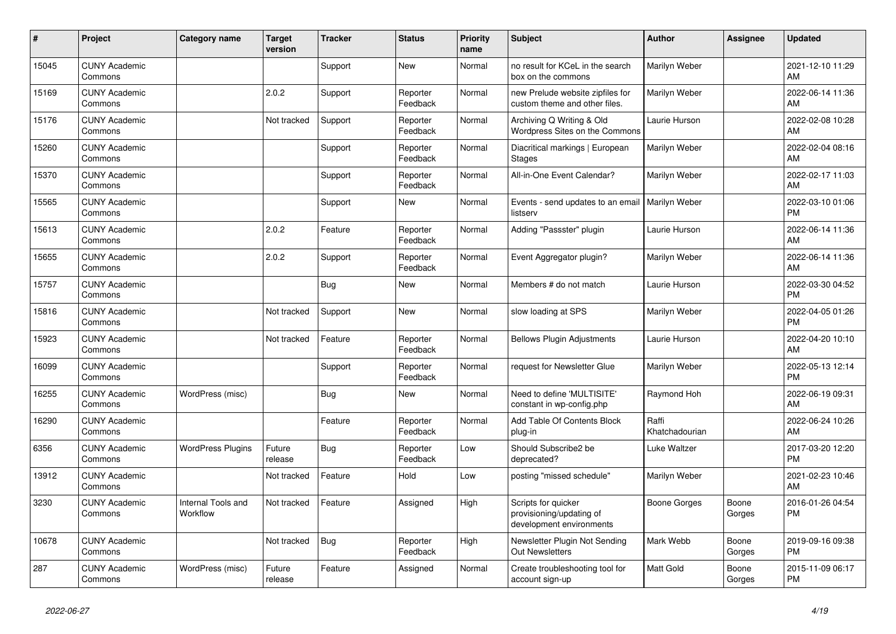| # | Project | Category name | Target version | Tracker | Status | Priority name | Subject | Author | Assignee | Updated |
|---|---|---|---|---|---|---|---|---|---|---|
| 15045 | CUNY Academic Commons | | | Support | New | Normal | no result for KCeL in the search box on the commons | Marilyn Weber | | 2021-12-10 11:29 AM |
| 15169 | CUNY Academic Commons | | 2.0.2 | Support | Reporter Feedback | Normal | new Prelude website zipfiles for custom theme and other files. | Marilyn Weber | | 2022-06-14 11:36 AM |
| 15176 | CUNY Academic Commons | | Not tracked | Support | Reporter Feedback | Normal | Archiving Q Writing & Old Wordpress Sites on the Commons | Laurie Hurson | | 2022-02-08 10:28 AM |
| 15260 | CUNY Academic Commons | | | Support | Reporter Feedback | Normal | Diacritical markings \| European Stages | Marilyn Weber | | 2022-02-04 08:16 AM |
| 15370 | CUNY Academic Commons | | | Support | Reporter Feedback | Normal | All-in-One Event Calendar? | Marilyn Weber | | 2022-02-17 11:03 AM |
| 15565 | CUNY Academic Commons | | | Support | New | Normal | Events - send updates to an email listserv | Marilyn Weber | | 2022-03-10 01:06 PM |
| 15613 | CUNY Academic Commons | | 2.0.2 | Feature | Reporter Feedback | Normal | Adding "Passster" plugin | Laurie Hurson | | 2022-06-14 11:36 AM |
| 15655 | CUNY Academic Commons | | 2.0.2 | Support | Reporter Feedback | Normal | Event Aggregator plugin? | Marilyn Weber | | 2022-06-14 11:36 AM |
| 15757 | CUNY Academic Commons | | | Bug | New | Normal | Members # do not match | Laurie Hurson | | 2022-03-30 04:52 PM |
| 15816 | CUNY Academic Commons | | Not tracked | Support | New | Normal | slow loading at SPS | Marilyn Weber | | 2022-04-05 01:26 PM |
| 15923 | CUNY Academic Commons | | Not tracked | Feature | Reporter Feedback | Normal | Bellows Plugin Adjustments | Laurie Hurson | | 2022-04-20 10:10 AM |
| 16099 | CUNY Academic Commons | | | Support | Reporter Feedback | Normal | request for Newsletter Glue | Marilyn Weber | | 2022-05-13 12:14 PM |
| 16255 | CUNY Academic Commons | WordPress (misc) | | Bug | New | Normal | Need to define 'MULTISITE' constant in wp-config.php | Raymond Hoh | | 2022-06-19 09:31 AM |
| 16290 | CUNY Academic Commons | | | Feature | Reporter Feedback | Normal | Add Table Of Contents Block plug-in | Raffi Khatchadourian | | 2022-06-24 10:26 AM |
| 6356 | CUNY Academic Commons | WordPress Plugins | Future release | Bug | Reporter Feedback | Low | Should Subscribe2 be deprecated? | Luke Waltzer | | 2017-03-20 12:20 PM |
| 13912 | CUNY Academic Commons | | Not tracked | Feature | Hold | Low | posting "missed schedule" | Marilyn Weber | | 2021-02-23 10:46 AM |
| 3230 | CUNY Academic Commons | Internal Tools and Workflow | Not tracked | Feature | Assigned | High | Scripts for quicker provisioning/updating of development environments | Boone Gorges | Boone Gorges | 2016-01-26 04:54 PM |
| 10678 | CUNY Academic Commons | | Not tracked | Bug | Reporter Feedback | High | Newsletter Plugin Not Sending Out Newsletters | Mark Webb | Boone Gorges | 2019-09-16 09:38 PM |
| 287 | CUNY Academic Commons | WordPress (misc) | Future release | Feature | Assigned | Normal | Create troubleshooting tool for account sign-up | Matt Gold | Boone Gorges | 2015-11-09 06:17 PM |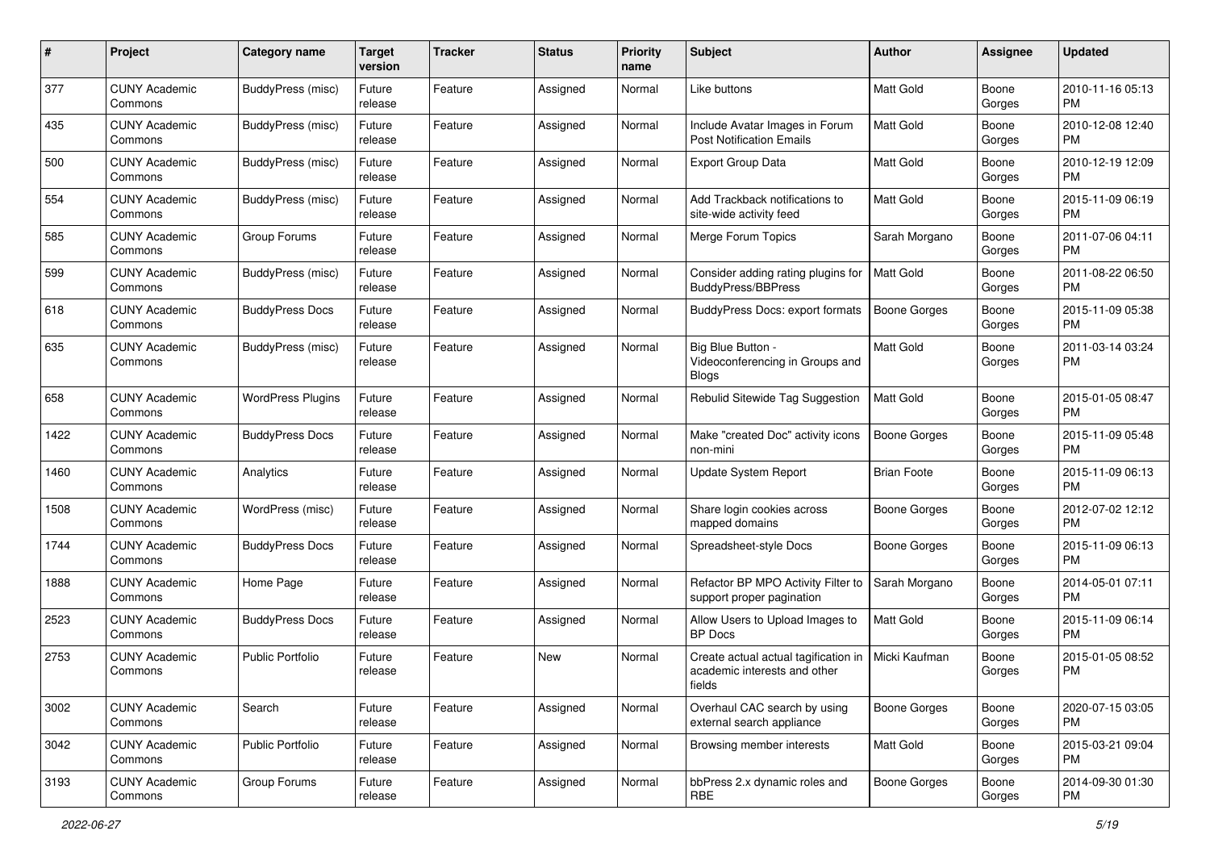| # | Project | Category name | Target version | Tracker | Status | Priority name | Subject | Author | Assignee | Updated |
|---|---|---|---|---|---|---|---|---|---|---|
| 377 | CUNY Academic Commons | BuddyPress (misc) | Future release | Feature | Assigned | Normal | Like buttons | Matt Gold | Boone Gorges | 2010-11-16 05:13 PM |
| 435 | CUNY Academic Commons | BuddyPress (misc) | Future release | Feature | Assigned | Normal | Include Avatar Images in Forum Post Notification Emails | Matt Gold | Boone Gorges | 2010-12-08 12:40 PM |
| 500 | CUNY Academic Commons | BuddyPress (misc) | Future release | Feature | Assigned | Normal | Export Group Data | Matt Gold | Boone Gorges | 2010-12-19 12:09 PM |
| 554 | CUNY Academic Commons | BuddyPress (misc) | Future release | Feature | Assigned | Normal | Add Trackback notifications to site-wide activity feed | Matt Gold | Boone Gorges | 2015-11-09 06:19 PM |
| 585 | CUNY Academic Commons | Group Forums | Future release | Feature | Assigned | Normal | Merge Forum Topics | Sarah Morgano | Boone Gorges | 2011-07-06 04:11 PM |
| 599 | CUNY Academic Commons | BuddyPress (misc) | Future release | Feature | Assigned | Normal | Consider adding rating plugins for BuddyPress/BBPress | Matt Gold | Boone Gorges | 2011-08-22 06:50 PM |
| 618 | CUNY Academic Commons | BuddyPress Docs | Future release | Feature | Assigned | Normal | BuddyPress Docs: export formats | Boone Gorges | Boone Gorges | 2015-11-09 05:38 PM |
| 635 | CUNY Academic Commons | BuddyPress (misc) | Future release | Feature | Assigned | Normal | Big Blue Button - Videoconferencing in Groups and Blogs | Matt Gold | Boone Gorges | 2011-03-14 03:24 PM |
| 658 | CUNY Academic Commons | WordPress Plugins | Future release | Feature | Assigned | Normal | Rebulid Sitewide Tag Suggestion | Matt Gold | Boone Gorges | 2015-01-05 08:47 PM |
| 1422 | CUNY Academic Commons | BuddyPress Docs | Future release | Feature | Assigned | Normal | Make "created Doc" activity icons non-mini | Boone Gorges | Boone Gorges | 2015-11-09 05:48 PM |
| 1460 | CUNY Academic Commons | Analytics | Future release | Feature | Assigned | Normal | Update System Report | Brian Foote | Boone Gorges | 2015-11-09 06:13 PM |
| 1508 | CUNY Academic Commons | WordPress (misc) | Future release | Feature | Assigned | Normal | Share login cookies across mapped domains | Boone Gorges | Boone Gorges | 2012-07-02 12:12 PM |
| 1744 | CUNY Academic Commons | BuddyPress Docs | Future release | Feature | Assigned | Normal | Spreadsheet-style Docs | Boone Gorges | Boone Gorges | 2015-11-09 06:13 PM |
| 1888 | CUNY Academic Commons | Home Page | Future release | Feature | Assigned | Normal | Refactor BP MPO Activity Filter to support proper pagination | Sarah Morgano | Boone Gorges | 2014-05-01 07:11 PM |
| 2523 | CUNY Academic Commons | BuddyPress Docs | Future release | Feature | Assigned | Normal | Allow Users to Upload Images to BP Docs | Matt Gold | Boone Gorges | 2015-11-09 06:14 PM |
| 2753 | CUNY Academic Commons | Public Portfolio | Future release | Feature | New | Normal | Create actual actual tagification in academic interests and other fields | Micki Kaufman | Boone Gorges | 2015-01-05 08:52 PM |
| 3002 | CUNY Academic Commons | Search | Future release | Feature | Assigned | Normal | Overhaul CAC search by using external search appliance | Boone Gorges | Boone Gorges | 2020-07-15 03:05 PM |
| 3042 | CUNY Academic Commons | Public Portfolio | Future release | Feature | Assigned | Normal | Browsing member interests | Matt Gold | Boone Gorges | 2015-03-21 09:04 PM |
| 3193 | CUNY Academic Commons | Group Forums | Future release | Feature | Assigned | Normal | bbPress 2.x dynamic roles and RBE | Boone Gorges | Boone Gorges | 2014-09-30 01:30 PM |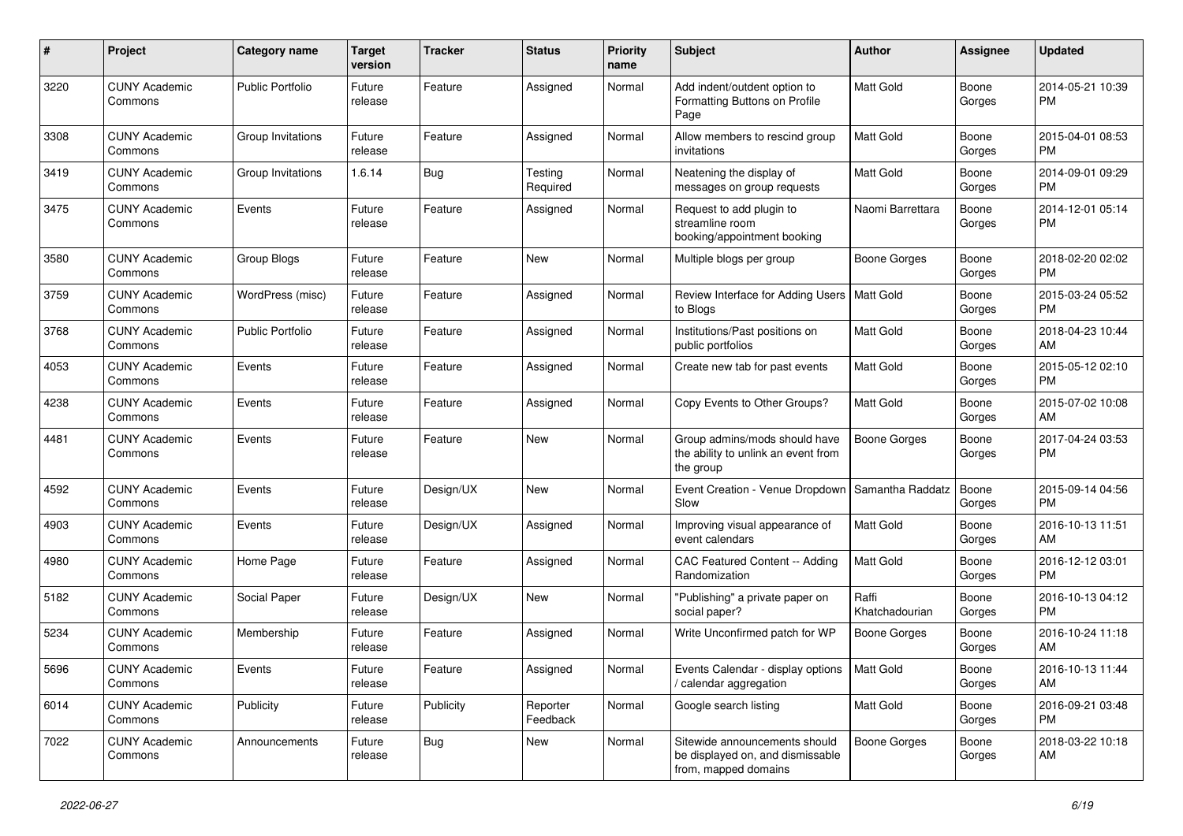| # | Project | Category name | Target version | Tracker | Status | Priority name | Subject | Author | Assignee | Updated |
|---|---|---|---|---|---|---|---|---|---|---|
| 3220 | CUNY Academic Commons | Public Portfolio | Future release | Feature | Assigned | Normal | Add indent/outdent option to Formatting Buttons on Profile Page | Matt Gold | Boone Gorges | 2014-05-21 10:39 PM |
| 3308 | CUNY Academic Commons | Group Invitations | Future release | Feature | Assigned | Normal | Allow members to rescind group invitations | Matt Gold | Boone Gorges | 2015-04-01 08:53 PM |
| 3419 | CUNY Academic Commons | Group Invitations | 1.6.14 | Bug | Testing Required | Normal | Neatening the display of messages on group requests | Matt Gold | Boone Gorges | 2014-09-01 09:29 PM |
| 3475 | CUNY Academic Commons | Events | Future release | Feature | Assigned | Normal | Request to add plugin to streamline room booking/appointment booking | Naomi Barrettara | Boone Gorges | 2014-12-01 05:14 PM |
| 3580 | CUNY Academic Commons | Group Blogs | Future release | Feature | New | Normal | Multiple blogs per group | Boone Gorges | Boone Gorges | 2018-02-20 02:02 PM |
| 3759 | CUNY Academic Commons | WordPress (misc) | Future release | Feature | Assigned | Normal | Review Interface for Adding Users to Blogs | Matt Gold | Boone Gorges | 2015-03-24 05:52 PM |
| 3768 | CUNY Academic Commons | Public Portfolio | Future release | Feature | Assigned | Normal | Institutions/Past positions on public portfolios | Matt Gold | Boone Gorges | 2018-04-23 10:44 AM |
| 4053 | CUNY Academic Commons | Events | Future release | Feature | Assigned | Normal | Create new tab for past events | Matt Gold | Boone Gorges | 2015-05-12 02:10 PM |
| 4238 | CUNY Academic Commons | Events | Future release | Feature | Assigned | Normal | Copy Events to Other Groups? | Matt Gold | Boone Gorges | 2015-07-02 10:08 AM |
| 4481 | CUNY Academic Commons | Events | Future release | Feature | New | Normal | Group admins/mods should have the ability to unlink an event from the group | Boone Gorges | Boone Gorges | 2017-04-24 03:53 PM |
| 4592 | CUNY Academic Commons | Events | Future release | Design/UX | New | Normal | Event Creation - Venue Dropdown Slow | Samantha Raddatz | Boone Gorges | 2015-09-14 04:56 PM |
| 4903 | CUNY Academic Commons | Events | Future release | Design/UX | Assigned | Normal | Improving visual appearance of event calendars | Matt Gold | Boone Gorges | 2016-10-13 11:51 AM |
| 4980 | CUNY Academic Commons | Home Page | Future release | Feature | Assigned | Normal | CAC Featured Content -- Adding Randomization | Matt Gold | Boone Gorges | 2016-12-12 03:01 PM |
| 5182 | CUNY Academic Commons | Social Paper | Future release | Design/UX | New | Normal | "Publishing" a private paper on social paper? | Raffi Khatchadourian | Boone Gorges | 2016-10-13 04:12 PM |
| 5234 | CUNY Academic Commons | Membership | Future release | Feature | Assigned | Normal | Write Unconfirmed patch for WP | Boone Gorges | Boone Gorges | 2016-10-24 11:18 AM |
| 5696 | CUNY Academic Commons | Events | Future release | Feature | Assigned | Normal | Events Calendar - display options / calendar aggregation | Matt Gold | Boone Gorges | 2016-10-13 11:44 AM |
| 6014 | CUNY Academic Commons | Publicity | Future release | Publicity | Reporter Feedback | Normal | Google search listing | Matt Gold | Boone Gorges | 2016-09-21 03:48 PM |
| 7022 | CUNY Academic Commons | Announcements | Future release | Bug | New | Normal | Sitewide announcements should be displayed on, and dismissable from, mapped domains | Boone Gorges | Boone Gorges | 2018-03-22 10:18 AM |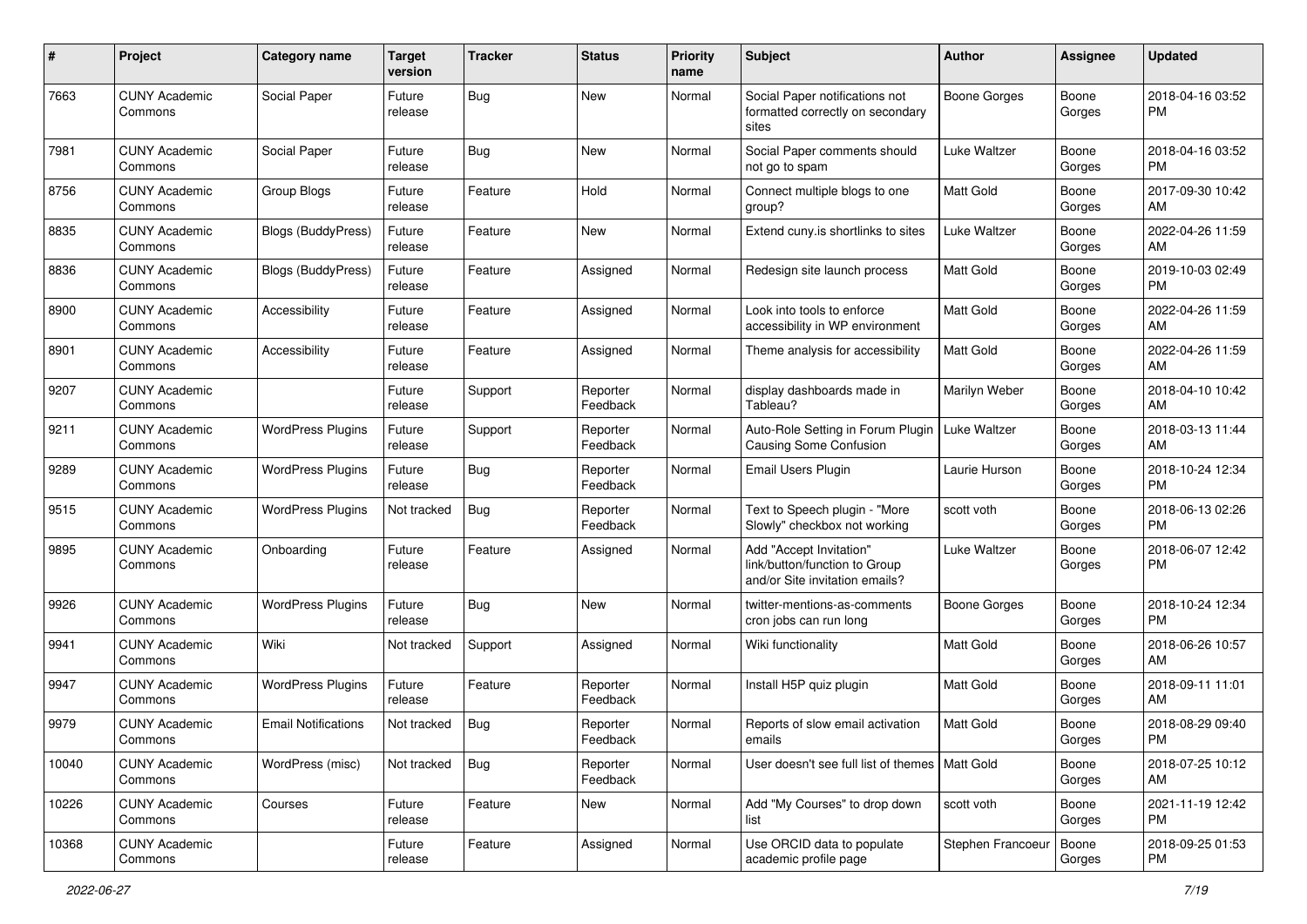| # | Project | Category name | Target version | Tracker | Status | Priority name | Subject | Author | Assignee | Updated |
|---|---|---|---|---|---|---|---|---|---|---|
| 7663 | CUNY Academic Commons | Social Paper | Future release | Bug | New | Normal | Social Paper notifications not formatted correctly on secondary sites | Boone Gorges | Boone Gorges | 2018-04-16 03:52 PM |
| 7981 | CUNY Academic Commons | Social Paper | Future release | Bug | New | Normal | Social Paper comments should not go to spam | Luke Waltzer | Boone Gorges | 2018-04-16 03:52 PM |
| 8756 | CUNY Academic Commons | Group Blogs | Future release | Feature | Hold | Normal | Connect multiple blogs to one group? | Matt Gold | Boone Gorges | 2017-09-30 10:42 AM |
| 8835 | CUNY Academic Commons | Blogs (BuddyPress) | Future release | Feature | New | Normal | Extend cuny.is shortlinks to sites | Luke Waltzer | Boone Gorges | 2022-04-26 11:59 AM |
| 8836 | CUNY Academic Commons | Blogs (BuddyPress) | Future release | Feature | Assigned | Normal | Redesign site launch process | Matt Gold | Boone Gorges | 2019-10-03 02:49 PM |
| 8900 | CUNY Academic Commons | Accessibility | Future release | Feature | Assigned | Normal | Look into tools to enforce accessibility in WP environment | Matt Gold | Boone Gorges | 2022-04-26 11:59 AM |
| 8901 | CUNY Academic Commons | Accessibility | Future release | Feature | Assigned | Normal | Theme analysis for accessibility | Matt Gold | Boone Gorges | 2022-04-26 11:59 AM |
| 9207 | CUNY Academic Commons | | Future release | Support | Reporter Feedback | Normal | display dashboards made in Tableau? | Marilyn Weber | Boone Gorges | 2018-04-10 10:42 AM |
| 9211 | CUNY Academic Commons | WordPress Plugins | Future release | Support | Reporter Feedback | Normal | Auto-Role Setting in Forum Plugin Causing Some Confusion | Luke Waltzer | Boone Gorges | 2018-03-13 11:44 AM |
| 9289 | CUNY Academic Commons | WordPress Plugins | Future release | Bug | Reporter Feedback | Normal | Email Users Plugin | Laurie Hurson | Boone Gorges | 2018-10-24 12:34 PM |
| 9515 | CUNY Academic Commons | WordPress Plugins | Not tracked | Bug | Reporter Feedback | Normal | Text to Speech plugin - "More Slowly" checkbox not working | scott voth | Boone Gorges | 2018-06-13 02:26 PM |
| 9895 | CUNY Academic Commons | Onboarding | Future release | Feature | Assigned | Normal | Add "Accept Invitation" link/button/function to Group and/or Site invitation emails? | Luke Waltzer | Boone Gorges | 2018-06-07 12:42 PM |
| 9926 | CUNY Academic Commons | WordPress Plugins | Future release | Bug | New | Normal | twitter-mentions-as-comments cron jobs can run long | Boone Gorges | Boone Gorges | 2018-10-24 12:34 PM |
| 9941 | CUNY Academic Commons | Wiki | Not tracked | Support | Assigned | Normal | Wiki functionality | Matt Gold | Boone Gorges | 2018-06-26 10:57 AM |
| 9947 | CUNY Academic Commons | WordPress Plugins | Future release | Feature | Reporter Feedback | Normal | Install H5P quiz plugin | Matt Gold | Boone Gorges | 2018-09-11 11:01 AM |
| 9979 | CUNY Academic Commons | Email Notifications | Not tracked | Bug | Reporter Feedback | Normal | Reports of slow email activation emails | Matt Gold | Boone Gorges | 2018-08-29 09:40 PM |
| 10040 | CUNY Academic Commons | WordPress (misc) | Not tracked | Bug | Reporter Feedback | Normal | User doesn't see full list of themes | Matt Gold | Boone Gorges | 2018-07-25 10:12 AM |
| 10226 | CUNY Academic Commons | Courses | Future release | Feature | New | Normal | Add "My Courses" to drop down list | scott voth | Boone Gorges | 2021-11-19 12:42 PM |
| 10368 | CUNY Academic Commons | | Future release | Feature | Assigned | Normal | Use ORCID data to populate academic profile page | Stephen Francoeur | Boone Gorges | 2018-09-25 01:53 PM |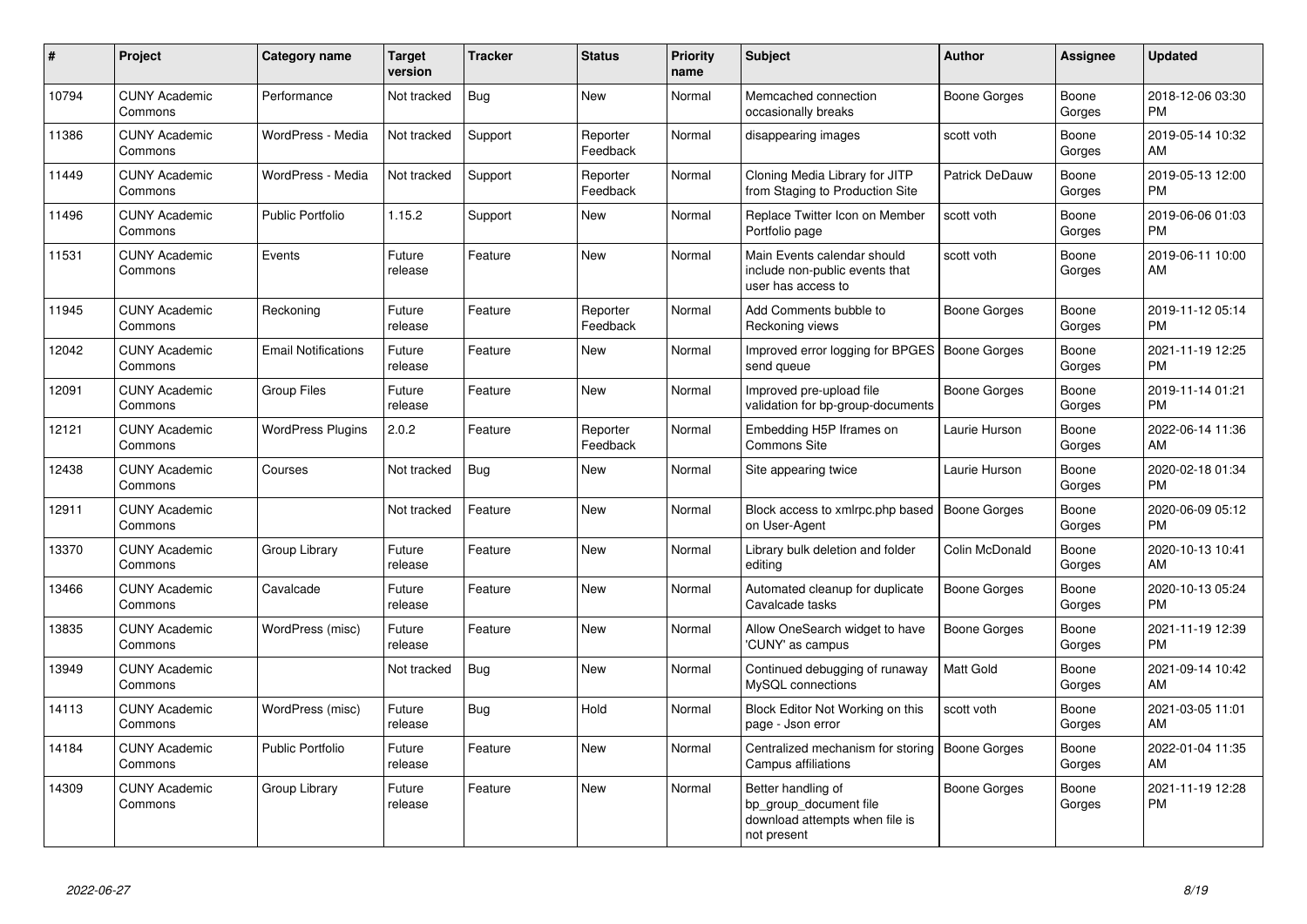| # | Project | Category name | Target version | Tracker | Status | Priority name | Subject | Author | Assignee | Updated |
|---|---|---|---|---|---|---|---|---|---|---|
| 10794 | CUNY Academic Commons | Performance | Not tracked | Bug | New | Normal | Memcached connection occasionally breaks | Boone Gorges | Boone Gorges | 2018-12-06 03:30 PM |
| 11386 | CUNY Academic Commons | WordPress - Media | Not tracked | Support | Reporter Feedback | Normal | disappearing images | scott voth | Boone Gorges | 2019-05-14 10:32 AM |
| 11449 | CUNY Academic Commons | WordPress - Media | Not tracked | Support | Reporter Feedback | Normal | Cloning Media Library for JITP from Staging to Production Site | Patrick DeDauw | Boone Gorges | 2019-05-13 12:00 PM |
| 11496 | CUNY Academic Commons | Public Portfolio | 1.15.2 | Support | New | Normal | Replace Twitter Icon on Member Portfolio page | scott voth | Boone Gorges | 2019-06-06 01:03 PM |
| 11531 | CUNY Academic Commons | Events | Future release | Feature | New | Normal | Main Events calendar should include non-public events that user has access to | scott voth | Boone Gorges | 2019-06-11 10:00 AM |
| 11945 | CUNY Academic Commons | Reckoning | Future release | Feature | Reporter Feedback | Normal | Add Comments bubble to Reckoning views | Boone Gorges | Boone Gorges | 2019-11-12 05:14 PM |
| 12042 | CUNY Academic Commons | Email Notifications | Future release | Feature | New | Normal | Improved error logging for BPGES send queue | Boone Gorges | Boone Gorges | 2021-11-19 12:25 PM |
| 12091 | CUNY Academic Commons | Group Files | Future release | Feature | New | Normal | Improved pre-upload file validation for bp-group-documents | Boone Gorges | Boone Gorges | 2019-11-14 01:21 PM |
| 12121 | CUNY Academic Commons | WordPress Plugins | 2.0.2 | Feature | Reporter Feedback | Normal | Embedding H5P Iframes on Commons Site | Laurie Hurson | Boone Gorges | 2022-06-14 11:36 AM |
| 12438 | CUNY Academic Commons | Courses | Not tracked | Bug | New | Normal | Site appearing twice | Laurie Hurson | Boone Gorges | 2020-02-18 01:34 PM |
| 12911 | CUNY Academic Commons | | Not tracked | Feature | New | Normal | Block access to xmlrpc.php based on User-Agent | Boone Gorges | Boone Gorges | 2020-06-09 05:12 PM |
| 13370 | CUNY Academic Commons | Group Library | Future release | Feature | New | Normal | Library bulk deletion and folder editing | Colin McDonald | Boone Gorges | 2020-10-13 10:41 AM |
| 13466 | CUNY Academic Commons | Cavalcade | Future release | Feature | New | Normal | Automated cleanup for duplicate Cavalcade tasks | Boone Gorges | Boone Gorges | 2020-10-13 05:24 PM |
| 13835 | CUNY Academic Commons | WordPress (misc) | Future release | Feature | New | Normal | Allow OneSearch widget to have 'CUNY' as campus | Boone Gorges | Boone Gorges | 2021-11-19 12:39 PM |
| 13949 | CUNY Academic Commons | | Not tracked | Bug | New | Normal | Continued debugging of runaway MySQL connections | Matt Gold | Boone Gorges | 2021-09-14 10:42 AM |
| 14113 | CUNY Academic Commons | WordPress (misc) | Future release | Bug | Hold | Normal | Block Editor Not Working on this page - Json error | scott voth | Boone Gorges | 2021-03-05 11:01 AM |
| 14184 | CUNY Academic Commons | Public Portfolio | Future release | Feature | New | Normal | Centralized mechanism for storing Campus affiliations | Boone Gorges | Boone Gorges | 2022-01-04 11:35 AM |
| 14309 | CUNY Academic Commons | Group Library | Future release | Feature | New | Normal | Better handling of bp_group_document file download attempts when file is not present | Boone Gorges | Boone Gorges | 2021-11-19 12:28 PM |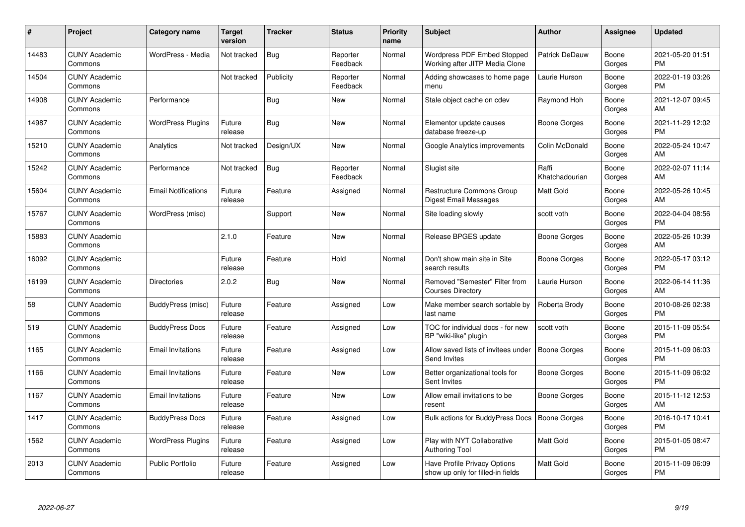| # | Project | Category name | Target version | Tracker | Status | Priority name | Subject | Author | Assignee | Updated |
|---|---|---|---|---|---|---|---|---|---|---|
| 14483 | CUNY Academic Commons | WordPress - Media | Not tracked | Bug | Reporter Feedback | Normal | Wordpress PDF Embed Stopped Working after JITP Media Clone | Patrick DeDauw | Boone Gorges | 2021-05-20 01:51 PM |
| 14504 | CUNY Academic Commons | | Not tracked | Publicity | Reporter Feedback | Normal | Adding showcases to home page menu | Laurie Hurson | Boone Gorges | 2022-01-19 03:26 PM |
| 14908 | CUNY Academic Commons | Performance | | Bug | New | Normal | Stale object cache on cdev | Raymond Hoh | Boone Gorges | 2021-12-07 09:45 AM |
| 14987 | CUNY Academic Commons | WordPress Plugins | Future release | Bug | New | Normal | Elementor update causes database freeze-up | Boone Gorges | Boone Gorges | 2021-11-29 12:02 PM |
| 15210 | CUNY Academic Commons | Analytics | Not tracked | Design/UX | New | Normal | Google Analytics improvements | Colin McDonald | Boone Gorges | 2022-05-24 10:47 AM |
| 15242 | CUNY Academic Commons | Performance | Not tracked | Bug | Reporter Feedback | Normal | Slugist site | Raffi Khatchadourian | Boone Gorges | 2022-02-07 11:14 AM |
| 15604 | CUNY Academic Commons | Email Notifications | Future release | Feature | Assigned | Normal | Restructure Commons Group Digest Email Messages | Matt Gold | Boone Gorges | 2022-05-26 10:45 AM |
| 15767 | CUNY Academic Commons | WordPress (misc) | | Support | New | Normal | Site loading slowly | scott voth | Boone Gorges | 2022-04-04 08:56 PM |
| 15883 | CUNY Academic Commons | | 2.1.0 | Feature | New | Normal | Release BPGES update | Boone Gorges | Boone Gorges | 2022-05-26 10:39 AM |
| 16092 | CUNY Academic Commons | | Future release | Feature | Hold | Normal | Don't show main site in Site search results | Boone Gorges | Boone Gorges | 2022-05-17 03:12 PM |
| 16199 | CUNY Academic Commons | Directories | 2.0.2 | Bug | New | Normal | Removed "Semester" Filter from Courses Directory | Laurie Hurson | Boone Gorges | 2022-06-14 11:36 AM |
| 58 | CUNY Academic Commons | BuddyPress (misc) | Future release | Feature | Assigned | Low | Make member search sortable by last name | Roberta Brody | Boone Gorges | 2010-08-26 02:38 PM |
| 519 | CUNY Academic Commons | BuddyPress Docs | Future release | Feature | Assigned | Low | TOC for individual docs - for new BP "wiki-like" plugin | scott voth | Boone Gorges | 2015-11-09 05:54 PM |
| 1165 | CUNY Academic Commons | Email Invitations | Future release | Feature | Assigned | Low | Allow saved lists of invitees under Send Invites | Boone Gorges | Boone Gorges | 2015-11-09 06:03 PM |
| 1166 | CUNY Academic Commons | Email Invitations | Future release | Feature | New | Low | Better organizational tools for Sent Invites | Boone Gorges | Boone Gorges | 2015-11-09 06:02 PM |
| 1167 | CUNY Academic Commons | Email Invitations | Future release | Feature | New | Low | Allow email invitations to be resent | Boone Gorges | Boone Gorges | 2015-11-12 12:53 AM |
| 1417 | CUNY Academic Commons | BuddyPress Docs | Future release | Feature | Assigned | Low | Bulk actions for BuddyPress Docs | Boone Gorges | Boone Gorges | 2016-10-17 10:41 PM |
| 1562 | CUNY Academic Commons | WordPress Plugins | Future release | Feature | Assigned | Low | Play with NYT Collaborative Authoring Tool | Matt Gold | Boone Gorges | 2015-01-05 08:47 PM |
| 2013 | CUNY Academic Commons | Public Portfolio | Future release | Feature | Assigned | Low | Have Profile Privacy Options show up only for filled-in fields | Matt Gold | Boone Gorges | 2015-11-09 06:09 PM |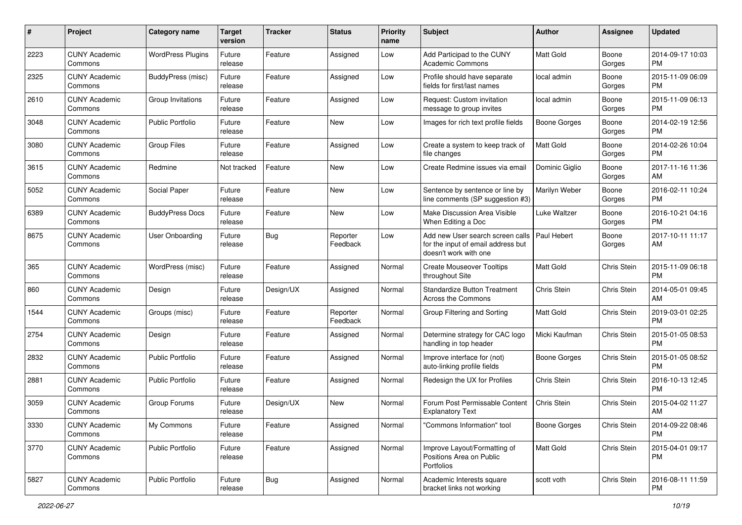| # | Project | Category name | Target version | Tracker | Status | Priority name | Subject | Author | Assignee | Updated |
|---|---|---|---|---|---|---|---|---|---|---|
| 2223 | CUNY Academic Commons | WordPress Plugins | Future release | Feature | Assigned | Low | Add Participad to the CUNY Academic Commons | Matt Gold | Boone Gorges | 2014-09-17 10:03 PM |
| 2325 | CUNY Academic Commons | BuddyPress (misc) | Future release | Feature | Assigned | Low | Profile should have separate fields for first/last names | local admin | Boone Gorges | 2015-11-09 06:09 PM |
| 2610 | CUNY Academic Commons | Group Invitations | Future release | Feature | Assigned | Low | Request: Custom invitation message to group invites | local admin | Boone Gorges | 2015-11-09 06:13 PM |
| 3048 | CUNY Academic Commons | Public Portfolio | Future release | Feature | New | Low | Images for rich text profile fields | Boone Gorges | Boone Gorges | 2014-02-19 12:56 PM |
| 3080 | CUNY Academic Commons | Group Files | Future release | Feature | Assigned | Low | Create a system to keep track of file changes | Matt Gold | Boone Gorges | 2014-02-26 10:04 PM |
| 3615 | CUNY Academic Commons | Redmine | Not tracked | Feature | New | Low | Create Redmine issues via email | Dominic Giglio | Boone Gorges | 2017-11-16 11:36 AM |
| 5052 | CUNY Academic Commons | Social Paper | Future release | Feature | New | Low | Sentence by sentence or line by line comments (SP suggestion #3) | Marilyn Weber | Boone Gorges | 2016-02-11 10:24 PM |
| 6389 | CUNY Academic Commons | BuddyPress Docs | Future release | Feature | New | Low | Make Discussion Area Visible When Editing a Doc | Luke Waltzer | Boone Gorges | 2016-10-21 04:16 PM |
| 8675 | CUNY Academic Commons | User Onboarding | Future release | Bug | Reporter Feedback | Low | Add new User search screen calls for the input of email address but doesn't work with one | Paul Hebert | Boone Gorges | 2017-10-11 11:17 AM |
| 365 | CUNY Academic Commons | WordPress (misc) | Future release | Feature | Assigned | Normal | Create Mouseover Tooltips throughout Site | Matt Gold | Chris Stein | 2015-11-09 06:18 PM |
| 860 | CUNY Academic Commons | Design | Future release | Design/UX | Assigned | Normal | Standardize Button Treatment Across the Commons | Chris Stein | Chris Stein | 2014-05-01 09:45 AM |
| 1544 | CUNY Academic Commons | Groups (misc) | Future release | Feature | Reporter Feedback | Normal | Group Filtering and Sorting | Matt Gold | Chris Stein | 2019-03-01 02:25 PM |
| 2754 | CUNY Academic Commons | Design | Future release | Feature | Assigned | Normal | Determine strategy for CAC logo handling in top header | Micki Kaufman | Chris Stein | 2015-01-05 08:53 PM |
| 2832 | CUNY Academic Commons | Public Portfolio | Future release | Feature | Assigned | Normal | Improve interface for (not) auto-linking profile fields | Boone Gorges | Chris Stein | 2015-01-05 08:52 PM |
| 2881 | CUNY Academic Commons | Public Portfolio | Future release | Feature | Assigned | Normal | Redesign the UX for Profiles | Chris Stein | Chris Stein | 2016-10-13 12:45 PM |
| 3059 | CUNY Academic Commons | Group Forums | Future release | Design/UX | New | Normal | Forum Post Permissable Content Explanatory Text | Chris Stein | Chris Stein | 2015-04-02 11:27 AM |
| 3330 | CUNY Academic Commons | My Commons | Future release | Feature | Assigned | Normal | "Commons Information" tool | Boone Gorges | Chris Stein | 2014-09-22 08:46 PM |
| 3770 | CUNY Academic Commons | Public Portfolio | Future release | Feature | Assigned | Normal | Improve Layout/Formatting of Positions Area on Public Portfolios | Matt Gold | Chris Stein | 2015-04-01 09:17 PM |
| 5827 | CUNY Academic Commons | Public Portfolio | Future release | Bug | Assigned | Normal | Academic Interests square bracket links not working | scott voth | Chris Stein | 2016-08-11 11:59 PM |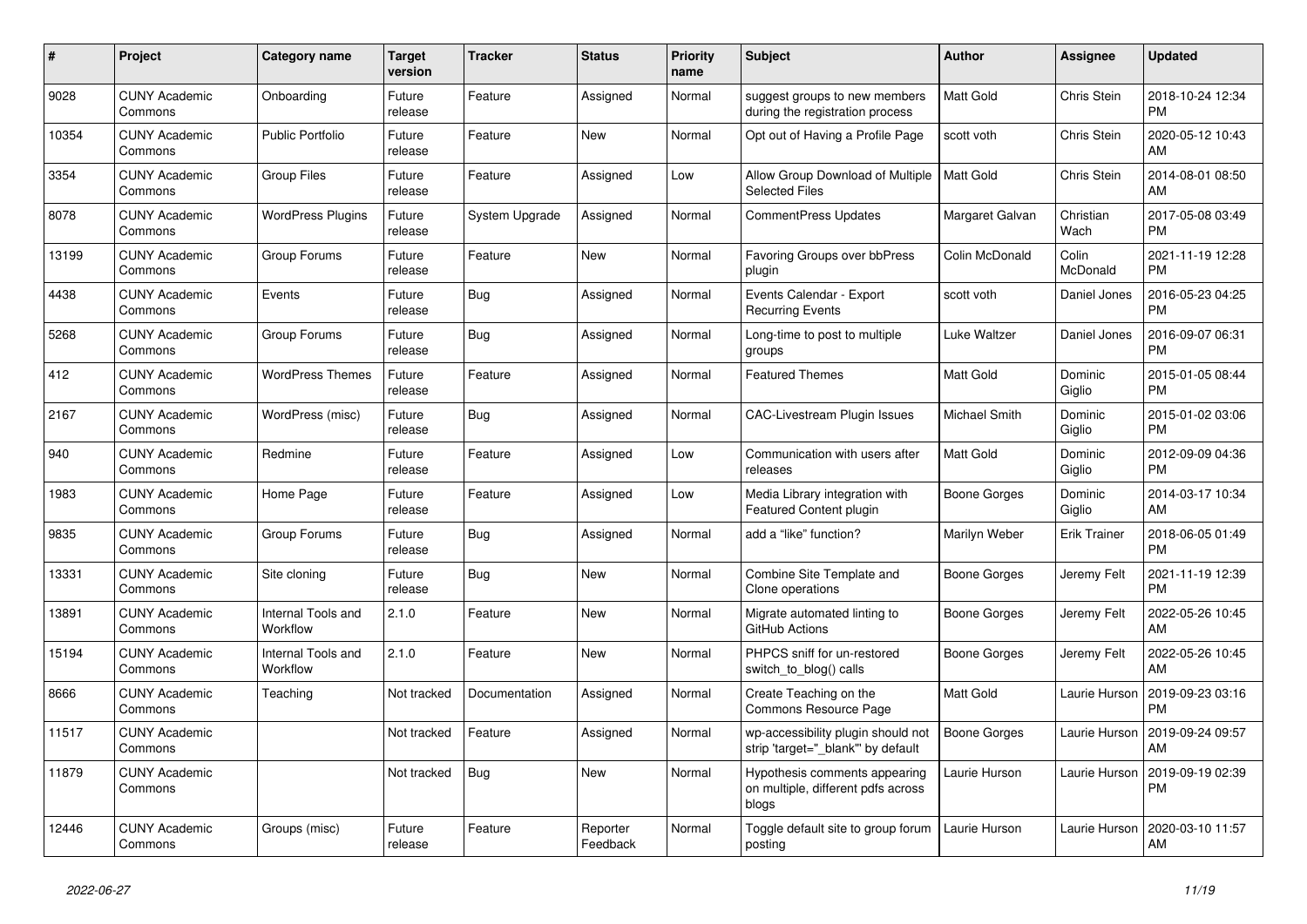| # | Project | Category name | Target version | Tracker | Status | Priority name | Subject | Author | Assignee | Updated |
|---|---|---|---|---|---|---|---|---|---|---|
| 9028 | CUNY Academic Commons | Onboarding | Future release | Feature | Assigned | Normal | suggest groups to new members during the registration process | Matt Gold | Chris Stein | 2018-10-24 12:34 PM |
| 10354 | CUNY Academic Commons | Public Portfolio | Future release | Feature | New | Normal | Opt out of Having a Profile Page | scott voth | Chris Stein | 2020-05-12 10:43 AM |
| 3354 | CUNY Academic Commons | Group Files | Future release | Feature | Assigned | Low | Allow Group Download of Multiple Selected Files | Matt Gold | Chris Stein | 2014-08-01 08:50 AM |
| 8078 | CUNY Academic Commons | WordPress Plugins | Future release | System Upgrade | Assigned | Normal | CommentPress Updates | Margaret Galvan | Christian Wach | 2017-05-08 03:49 PM |
| 13199 | CUNY Academic Commons | Group Forums | Future release | Feature | New | Normal | Favoring Groups over bbPress plugin | Colin McDonald | Colin McDonald | 2021-11-19 12:28 PM |
| 4438 | CUNY Academic Commons | Events | Future release | Bug | Assigned | Normal | Events Calendar - Export Recurring Events | scott voth | Daniel Jones | 2016-05-23 04:25 PM |
| 5268 | CUNY Academic Commons | Group Forums | Future release | Bug | Assigned | Normal | Long-time to post to multiple groups | Luke Waltzer | Daniel Jones | 2016-09-07 06:31 PM |
| 412 | CUNY Academic Commons | WordPress Themes | Future release | Feature | Assigned | Normal | Featured Themes | Matt Gold | Dominic Giglio | 2015-01-05 08:44 PM |
| 2167 | CUNY Academic Commons | WordPress (misc) | Future release | Bug | Assigned | Normal | CAC-Livestream Plugin Issues | Michael Smith | Dominic Giglio | 2015-01-02 03:06 PM |
| 940 | CUNY Academic Commons | Redmine | Future release | Feature | Assigned | Low | Communication with users after releases | Matt Gold | Dominic Giglio | 2012-09-09 04:36 PM |
| 1983 | CUNY Academic Commons | Home Page | Future release | Feature | Assigned | Low | Media Library integration with Featured Content plugin | Boone Gorges | Dominic Giglio | 2014-03-17 10:34 AM |
| 9835 | CUNY Academic Commons | Group Forums | Future release | Bug | Assigned | Normal | add a "like" function? | Marilyn Weber | Erik Trainer | 2018-06-05 01:49 PM |
| 13331 | CUNY Academic Commons | Site cloning | Future release | Bug | New | Normal | Combine Site Template and Clone operations | Boone Gorges | Jeremy Felt | 2021-11-19 12:39 PM |
| 13891 | CUNY Academic Commons | Internal Tools and Workflow | 2.1.0 | Feature | New | Normal | Migrate automated linting to GitHub Actions | Boone Gorges | Jeremy Felt | 2022-05-26 10:45 AM |
| 15194 | CUNY Academic Commons | Internal Tools and Workflow | 2.1.0 | Feature | New | Normal | PHPCS sniff for un-restored switch_to_blog() calls | Boone Gorges | Jeremy Felt | 2022-05-26 10:45 AM |
| 8666 | CUNY Academic Commons | Teaching | Not tracked | Documentation | Assigned | Normal | Create Teaching on the Commons Resource Page | Matt Gold | Laurie Hurson | 2019-09-23 03:16 PM |
| 11517 | CUNY Academic Commons | | Not tracked | Feature | Assigned | Normal | wp-accessibility plugin should not strip 'target="_blank"' by default | Boone Gorges | Laurie Hurson | 2019-09-24 09:57 AM |
| 11879 | CUNY Academic Commons | | Not tracked | Bug | New | Normal | Hypothesis comments appearing on multiple, different pdfs across blogs | Laurie Hurson | Laurie Hurson | 2019-09-19 02:39 PM |
| 12446 | CUNY Academic Commons | Groups (misc) | Future release | Feature | Reporter Feedback | Normal | Toggle default site to group forum posting | Laurie Hurson | Laurie Hurson | 2020-03-10 11:57 AM |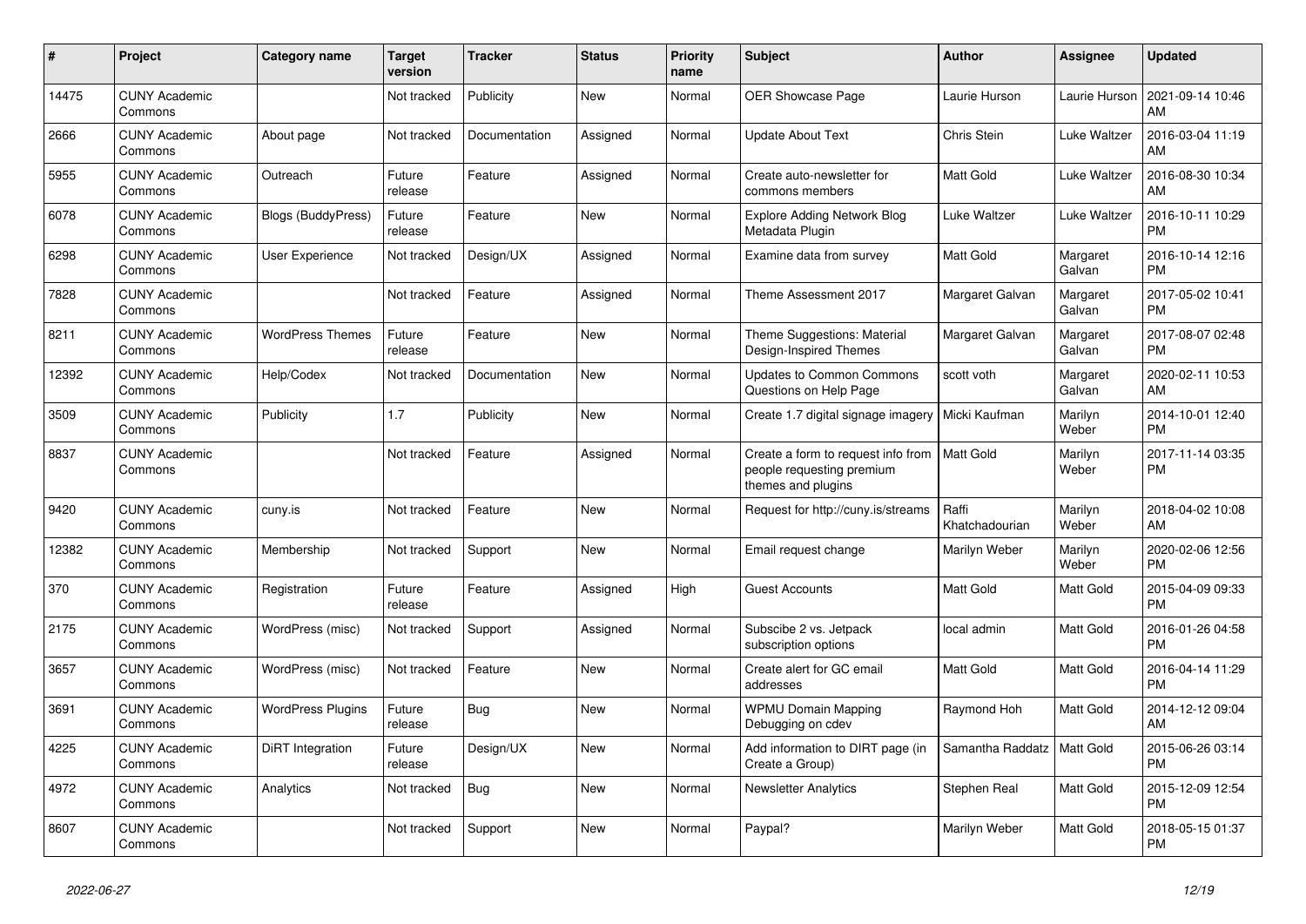| # | Project | Category name | Target version | Tracker | Status | Priority name | Subject | Author | Assignee | Updated |
|---|---|---|---|---|---|---|---|---|---|---|
| 14475 | CUNY Academic Commons | | Not tracked | Publicity | New | Normal | OER Showcase Page | Laurie Hurson | Laurie Hurson | 2021-09-14 10:46 AM |
| 2666 | CUNY Academic Commons | About page | Not tracked | Documentation | Assigned | Normal | Update About Text | Chris Stein | Luke Waltzer | 2016-03-04 11:19 AM |
| 5955 | CUNY Academic Commons | Outreach | Future release | Feature | Assigned | Normal | Create auto-newsletter for commons members | Matt Gold | Luke Waltzer | 2016-08-30 10:34 AM |
| 6078 | CUNY Academic Commons | Blogs (BuddyPress) | Future release | Feature | New | Normal | Explore Adding Network Blog Metadata Plugin | Luke Waltzer | Luke Waltzer | 2016-10-11 10:29 PM |
| 6298 | CUNY Academic Commons | User Experience | Not tracked | Design/UX | Assigned | Normal | Examine data from survey | Matt Gold | Margaret Galvan | 2016-10-14 12:16 PM |
| 7828 | CUNY Academic Commons | | Not tracked | Feature | Assigned | Normal | Theme Assessment 2017 | Margaret Galvan | Margaret Galvan | 2017-05-02 10:41 PM |
| 8211 | CUNY Academic Commons | WordPress Themes | Future release | Feature | New | Normal | Theme Suggestions: Material Design-Inspired Themes | Margaret Galvan | Margaret Galvan | 2017-08-07 02:48 PM |
| 12392 | CUNY Academic Commons | Help/Codex | Not tracked | Documentation | New | Normal | Updates to Common Commons Questions on Help Page | scott voth | Margaret Galvan | 2020-02-11 10:53 AM |
| 3509 | CUNY Academic Commons | Publicity | 1.7 | Publicity | New | Normal | Create 1.7 digital signage imagery | Micki Kaufman | Marilyn Weber | 2014-10-01 12:40 PM |
| 8837 | CUNY Academic Commons | | Not tracked | Feature | Assigned | Normal | Create a form to request info from people requesting premium themes and plugins | Matt Gold | Marilyn Weber | 2017-11-14 03:35 PM |
| 9420 | CUNY Academic Commons | cuny.is | Not tracked | Feature | New | Normal | Request for http://cuny.is/streams | Raffi Khatchadourian | Marilyn Weber | 2018-04-02 10:08 AM |
| 12382 | CUNY Academic Commons | Membership | Not tracked | Support | New | Normal | Email request change | Marilyn Weber | Marilyn Weber | 2020-02-06 12:56 PM |
| 370 | CUNY Academic Commons | Registration | Future release | Feature | Assigned | High | Guest Accounts | Matt Gold | Matt Gold | 2015-04-09 09:33 PM |
| 2175 | CUNY Academic Commons | WordPress (misc) | Not tracked | Support | Assigned | Normal | Subscibe 2 vs. Jetpack subscription options | local admin | Matt Gold | 2016-01-26 04:58 PM |
| 3657 | CUNY Academic Commons | WordPress (misc) | Not tracked | Feature | New | Normal | Create alert for GC email addresses | Matt Gold | Matt Gold | 2016-04-14 11:29 PM |
| 3691 | CUNY Academic Commons | WordPress Plugins | Future release | Bug | New | Normal | WPMU Domain Mapping Debugging on cdev | Raymond Hoh | Matt Gold | 2014-12-12 09:04 AM |
| 4225 | CUNY Academic Commons | DiRT Integration | Future release | Design/UX | New | Normal | Add information to DIRT page (in Create a Group) | Samantha Raddatz | Matt Gold | 2015-06-26 03:14 PM |
| 4972 | CUNY Academic Commons | Analytics | Not tracked | Bug | New | Normal | Newsletter Analytics | Stephen Real | Matt Gold | 2015-12-09 12:54 PM |
| 8607 | CUNY Academic Commons | | Not tracked | Support | New | Normal | Paypal? | Marilyn Weber | Matt Gold | 2018-05-15 01:37 PM |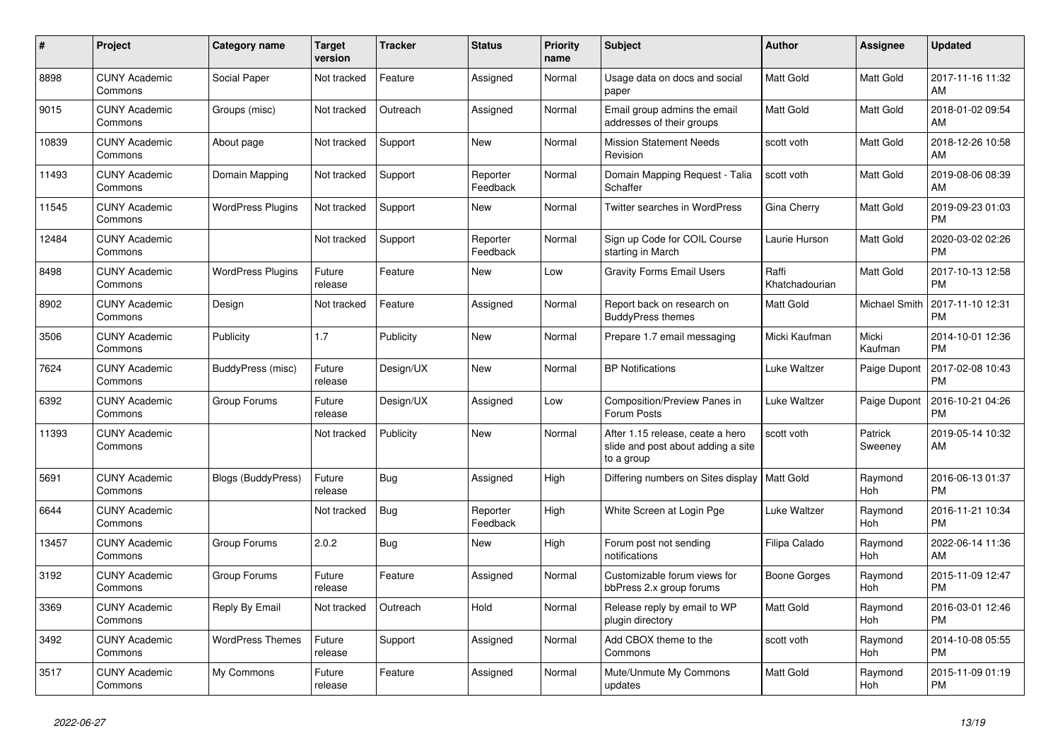| # | Project | Category name | Target version | Tracker | Status | Priority name | Subject | Author | Assignee | Updated |
|---|---|---|---|---|---|---|---|---|---|---|
| 8898 | CUNY Academic Commons | Social Paper | Not tracked | Feature | Assigned | Normal | Usage data on docs and social paper | Matt Gold | Matt Gold | 2017-11-16 11:32 AM |
| 9015 | CUNY Academic Commons | Groups (misc) | Not tracked | Outreach | Assigned | Normal | Email group admins the email addresses of their groups | Matt Gold | Matt Gold | 2018-01-02 09:54 AM |
| 10839 | CUNY Academic Commons | About page | Not tracked | Support | New | Normal | Mission Statement Needs Revision | scott voth | Matt Gold | 2018-12-26 10:58 AM |
| 11493 | CUNY Academic Commons | Domain Mapping | Not tracked | Support | Reporter Feedback | Normal | Domain Mapping Request - Talia Schaffer | scott voth | Matt Gold | 2019-08-06 08:39 AM |
| 11545 | CUNY Academic Commons | WordPress Plugins | Not tracked | Support | New | Normal | Twitter searches in WordPress | Gina Cherry | Matt Gold | 2019-09-23 01:03 PM |
| 12484 | CUNY Academic Commons | | Not tracked | Support | Reporter Feedback | Normal | Sign up Code for COIL Course starting in March | Laurie Hurson | Matt Gold | 2020-03-02 02:26 PM |
| 8498 | CUNY Academic Commons | WordPress Plugins | Future release | Feature | New | Low | Gravity Forms Email Users | Raffi Khatchadourian | Matt Gold | 2017-10-13 12:58 PM |
| 8902 | CUNY Academic Commons | Design | Not tracked | Feature | Assigned | Normal | Report back on research on BuddyPress themes | Matt Gold | Michael Smith | 2017-11-10 12:31 PM |
| 3506 | CUNY Academic Commons | Publicity | 1.7 | Publicity | New | Normal | Prepare 1.7 email messaging | Micki Kaufman | Micki Kaufman | 2014-10-01 12:36 PM |
| 7624 | CUNY Academic Commons | BuddyPress (misc) | Future release | Design/UX | New | Normal | BP Notifications | Luke Waltzer | Paige Dupont | 2017-02-08 10:43 PM |
| 6392 | CUNY Academic Commons | Group Forums | Future release | Design/UX | Assigned | Low | Composition/Preview Panes in Forum Posts | Luke Waltzer | Paige Dupont | 2016-10-21 04:26 PM |
| 11393 | CUNY Academic Commons | | Not tracked | Publicity | New | Normal | After 1.15 release, ceate a hero slide and post about adding a site to a group | scott voth | Patrick Sweeney | 2019-05-14 10:32 AM |
| 5691 | CUNY Academic Commons | Blogs (BuddyPress) | Future release | Bug | Assigned | High | Differing numbers on Sites display | Matt Gold | Raymond Hoh | 2016-06-13 01:37 PM |
| 6644 | CUNY Academic Commons | | Not tracked | Bug | Reporter Feedback | High | White Screen at Login Pge | Luke Waltzer | Raymond Hoh | 2016-11-21 10:34 PM |
| 13457 | CUNY Academic Commons | Group Forums | 2.0.2 | Bug | New | High | Forum post not sending notifications | Filipa Calado | Raymond Hoh | 2022-06-14 11:36 AM |
| 3192 | CUNY Academic Commons | Group Forums | Future release | Feature | Assigned | Normal | Customizable forum views for bbPress 2.x group forums | Boone Gorges | Raymond Hoh | 2015-11-09 12:47 PM |
| 3369 | CUNY Academic Commons | Reply By Email | Not tracked | Outreach | Hold | Normal | Release reply by email to WP plugin directory | Matt Gold | Raymond Hoh | 2016-03-01 12:46 PM |
| 3492 | CUNY Academic Commons | WordPress Themes | Future release | Support | Assigned | Normal | Add CBOX theme to the Commons | scott voth | Raymond Hoh | 2014-10-08 05:55 PM |
| 3517 | CUNY Academic Commons | My Commons | Future release | Feature | Assigned | Normal | Mute/Unmute My Commons updates | Matt Gold | Raymond Hoh | 2015-11-09 01:19 PM |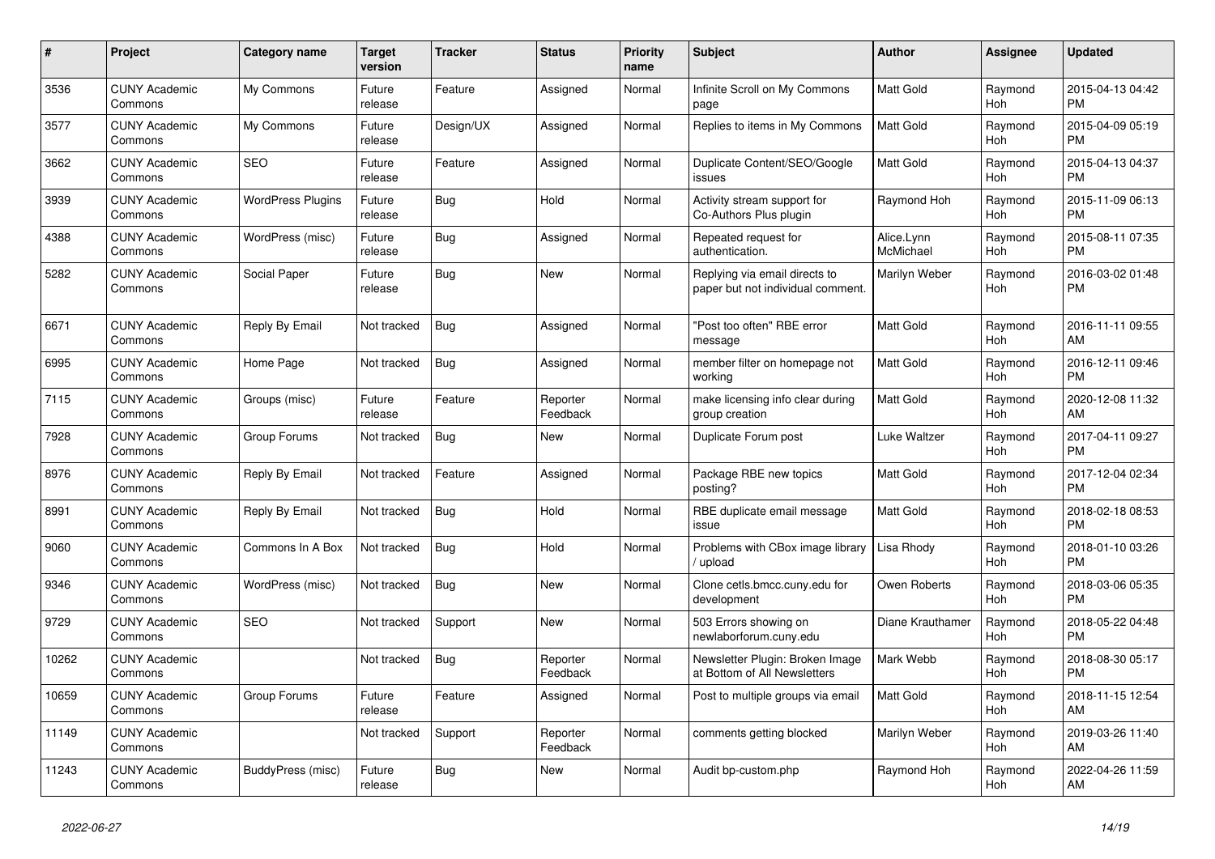| # | Project | Category name | Target version | Tracker | Status | Priority name | Subject | Author | Assignee | Updated |
|---|---|---|---|---|---|---|---|---|---|---|
| 3536 | CUNY Academic Commons | My Commons | Future release | Feature | Assigned | Normal | Infinite Scroll on My Commons page | Matt Gold | Raymond Hoh | 2015-04-13 04:42 PM |
| 3577 | CUNY Academic Commons | My Commons | Future release | Design/UX | Assigned | Normal | Replies to items in My Commons | Matt Gold | Raymond Hoh | 2015-04-09 05:19 PM |
| 3662 | CUNY Academic Commons | SEO | Future release | Feature | Assigned | Normal | Duplicate Content/SEO/Google issues | Matt Gold | Raymond Hoh | 2015-04-13 04:37 PM |
| 3939 | CUNY Academic Commons | WordPress Plugins | Future release | Bug | Hold | Normal | Activity stream support for Co-Authors Plus plugin | Raymond Hoh | Raymond Hoh | 2015-11-09 06:13 PM |
| 4388 | CUNY Academic Commons | WordPress (misc) | Future release | Bug | Assigned | Normal | Repeated request for authentication. | Alice.Lynn McMichael | Raymond Hoh | 2015-08-11 07:35 PM |
| 5282 | CUNY Academic Commons | Social Paper | Future release | Bug | New | Normal | Replying via email directs to paper but not individual comment. | Marilyn Weber | Raymond Hoh | 2016-03-02 01:48 PM |
| 6671 | CUNY Academic Commons | Reply By Email | Not tracked | Bug | Assigned | Normal | "Post too often" RBE error message | Matt Gold | Raymond Hoh | 2016-11-11 09:55 AM |
| 6995 | CUNY Academic Commons | Home Page | Not tracked | Bug | Assigned | Normal | member filter on homepage not working | Matt Gold | Raymond Hoh | 2016-12-11 09:46 PM |
| 7115 | CUNY Academic Commons | Groups (misc) | Future release | Feature | Reporter Feedback | Normal | make licensing info clear during group creation | Matt Gold | Raymond Hoh | 2020-12-08 11:32 AM |
| 7928 | CUNY Academic Commons | Group Forums | Not tracked | Bug | New | Normal | Duplicate Forum post | Luke Waltzer | Raymond Hoh | 2017-04-11 09:27 PM |
| 8976 | CUNY Academic Commons | Reply By Email | Not tracked | Feature | Assigned | Normal | Package RBE new topics posting? | Matt Gold | Raymond Hoh | 2017-12-04 02:34 PM |
| 8991 | CUNY Academic Commons | Reply By Email | Not tracked | Bug | Hold | Normal | RBE duplicate email message issue | Matt Gold | Raymond Hoh | 2018-02-18 08:53 PM |
| 9060 | CUNY Academic Commons | Commons In A Box | Not tracked | Bug | Hold | Normal | Problems with CBox image library / upload | Lisa Rhody | Raymond Hoh | 2018-01-10 03:26 PM |
| 9346 | CUNY Academic Commons | WordPress (misc) | Not tracked | Bug | New | Normal | Clone cetls.bmcc.cuny.edu for development | Owen Roberts | Raymond Hoh | 2018-03-06 05:35 PM |
| 9729 | CUNY Academic Commons | SEO | Not tracked | Support | New | Normal | 503 Errors showing on newlaborforum.cuny.edu | Diane Krauthamer | Raymond Hoh | 2018-05-22 04:48 PM |
| 10262 | CUNY Academic Commons | | Not tracked | Bug | Reporter Feedback | Normal | Newsletter Plugin: Broken Image at Bottom of All Newsletters | Mark Webb | Raymond Hoh | 2018-08-30 05:17 PM |
| 10659 | CUNY Academic Commons | Group Forums | Future release | Feature | Assigned | Normal | Post to multiple groups via email | Matt Gold | Raymond Hoh | 2018-11-15 12:54 AM |
| 11149 | CUNY Academic Commons | | Not tracked | Support | Reporter Feedback | Normal | comments getting blocked | Marilyn Weber | Raymond Hoh | 2019-03-26 11:40 AM |
| 11243 | CUNY Academic Commons | BuddyPress (misc) | Future release | Bug | New | Normal | Audit bp-custom.php | Raymond Hoh | Raymond Hoh | 2022-04-26 11:59 AM |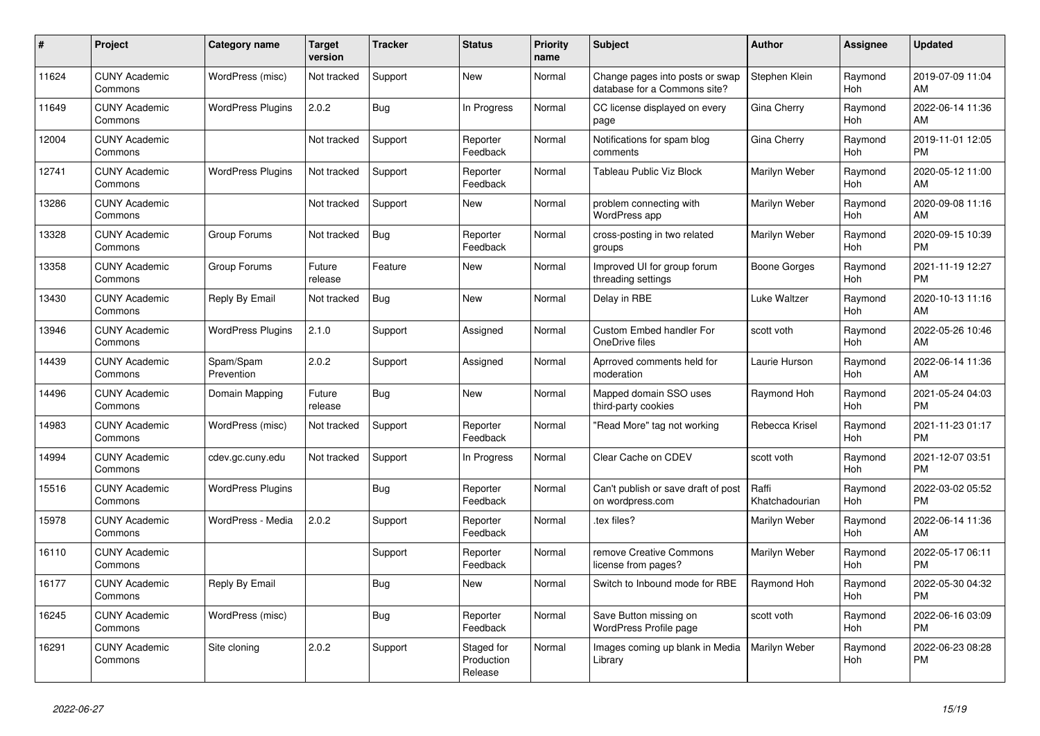| # | Project | Category name | Target version | Tracker | Status | Priority name | Subject | Author | Assignee | Updated |
|---|---|---|---|---|---|---|---|---|---|---|
| 11624 | CUNY Academic Commons | WordPress (misc) | Not tracked | Support | New | Normal | Change pages into posts or swap database for a Commons site? | Stephen Klein | Raymond Hoh | 2019-07-09 11:04 AM |
| 11649 | CUNY Academic Commons | WordPress Plugins | 2.0.2 | Bug | In Progress | Normal | CC license displayed on every page | Gina Cherry | Raymond Hoh | 2022-06-14 11:36 AM |
| 12004 | CUNY Academic Commons | | Not tracked | Support | Reporter Feedback | Normal | Notifications for spam blog comments | Gina Cherry | Raymond Hoh | 2019-11-01 12:05 PM |
| 12741 | CUNY Academic Commons | WordPress Plugins | Not tracked | Support | Reporter Feedback | Normal | Tableau Public Viz Block | Marilyn Weber | Raymond Hoh | 2020-05-12 11:00 AM |
| 13286 | CUNY Academic Commons | | Not tracked | Support | New | Normal | problem connecting with WordPress app | Marilyn Weber | Raymond Hoh | 2020-09-08 11:16 AM |
| 13328 | CUNY Academic Commons | Group Forums | Not tracked | Bug | Reporter Feedback | Normal | cross-posting in two related groups | Marilyn Weber | Raymond Hoh | 2020-09-15 10:39 PM |
| 13358 | CUNY Academic Commons | Group Forums | Future release | Feature | New | Normal | Improved UI for group forum threading settings | Boone Gorges | Raymond Hoh | 2021-11-19 12:27 PM |
| 13430 | CUNY Academic Commons | Reply By Email | Not tracked | Bug | New | Normal | Delay in RBE | Luke Waltzer | Raymond Hoh | 2020-10-13 11:16 AM |
| 13946 | CUNY Academic Commons | WordPress Plugins | 2.1.0 | Support | Assigned | Normal | Custom Embed handler For OneDrive files | scott voth | Raymond Hoh | 2022-05-26 10:46 AM |
| 14439 | CUNY Academic Commons | Spam/Spam Prevention | 2.0.2 | Support | Assigned | Normal | Aprroved comments held for moderation | Laurie Hurson | Raymond Hoh | 2022-06-14 11:36 AM |
| 14496 | CUNY Academic Commons | Domain Mapping | Future release | Bug | New | Normal | Mapped domain SSO uses third-party cookies | Raymond Hoh | Raymond Hoh | 2021-05-24 04:03 PM |
| 14983 | CUNY Academic Commons | WordPress (misc) | Not tracked | Support | Reporter Feedback | Normal | "Read More" tag not working | Rebecca Krisel | Raymond Hoh | 2021-11-23 01:17 PM |
| 14994 | CUNY Academic Commons | cdev.gc.cuny.edu | Not tracked | Support | In Progress | Normal | Clear Cache on CDEV | scott voth | Raymond Hoh | 2021-12-07 03:51 PM |
| 15516 | CUNY Academic Commons | WordPress Plugins | | Bug | Reporter Feedback | Normal | Can't publish or save draft of post on wordpress.com | Raffi Khatchadourian | Raymond Hoh | 2022-03-02 05:52 PM |
| 15978 | CUNY Academic Commons | WordPress - Media | 2.0.2 | Support | Reporter Feedback | Normal | .tex files? | Marilyn Weber | Raymond Hoh | 2022-06-14 11:36 AM |
| 16110 | CUNY Academic Commons | | | Support | Reporter Feedback | Normal | remove Creative Commons license from pages? | Marilyn Weber | Raymond Hoh | 2022-05-17 06:11 PM |
| 16177 | CUNY Academic Commons | Reply By Email | | Bug | New | Normal | Switch to Inbound mode for RBE | Raymond Hoh | Raymond Hoh | 2022-05-30 04:32 PM |
| 16245 | CUNY Academic Commons | WordPress (misc) | | Bug | Reporter Feedback | Normal | Save Button missing on WordPress Profile page | scott voth | Raymond Hoh | 2022-06-16 03:09 PM |
| 16291 | CUNY Academic Commons | Site cloning | 2.0.2 | Support | Staged for Production Release | Normal | Images coming up blank in Media Library | Marilyn Weber | Raymond Hoh | 2022-06-23 08:28 PM |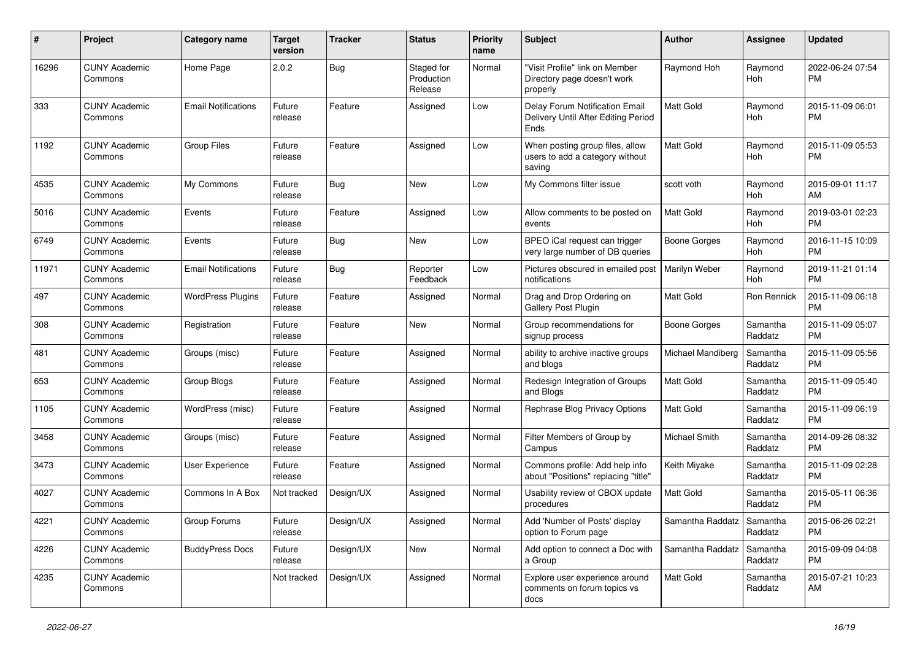| # | Project | Category name | Target version | Tracker | Status | Priority name | Subject | Author | Assignee | Updated |
|---|---|---|---|---|---|---|---|---|---|---|
| 16296 | CUNY Academic Commons | Home Page | 2.0.2 | Bug | Staged for Production Release | Normal | "Visit Profile" link on Member Directory page doesn't work properly | Raymond Hoh | Raymond Hoh | 2022-06-24 07:54 PM |
| 333 | CUNY Academic Commons | Email Notifications | Future release | Feature | Assigned | Low | Delay Forum Notification Email Delivery Until After Editing Period Ends | Matt Gold | Raymond Hoh | 2015-11-09 06:01 PM |
| 1192 | CUNY Academic Commons | Group Files | Future release | Feature | Assigned | Low | When posting group files, allow users to add a category without saving | Matt Gold | Raymond Hoh | 2015-11-09 05:53 PM |
| 4535 | CUNY Academic Commons | My Commons | Future release | Bug | New | Low | My Commons filter issue | scott voth | Raymond Hoh | 2015-09-01 11:17 AM |
| 5016 | CUNY Academic Commons | Events | Future release | Feature | Assigned | Low | Allow comments to be posted on events | Matt Gold | Raymond Hoh | 2019-03-01 02:23 PM |
| 6749 | CUNY Academic Commons | Events | Future release | Bug | New | Low | BPEO iCal request can trigger very large number of DB queries | Boone Gorges | Raymond Hoh | 2016-11-15 10:09 PM |
| 11971 | CUNY Academic Commons | Email Notifications | Future release | Bug | Reporter Feedback | Low | Pictures obscured in emailed post notifications | Marilyn Weber | Raymond Hoh | 2019-11-21 01:14 PM |
| 497 | CUNY Academic Commons | WordPress Plugins | Future release | Feature | Assigned | Normal | Drag and Drop Ordering on Gallery Post Plugin | Matt Gold | Ron Rennick | 2015-11-09 06:18 PM |
| 308 | CUNY Academic Commons | Registration | Future release | Feature | New | Normal | Group recommendations for signup process | Boone Gorges | Samantha Raddatz | 2015-11-09 05:07 PM |
| 481 | CUNY Academic Commons | Groups (misc) | Future release | Feature | Assigned | Normal | ability to archive inactive groups and blogs | Michael Mandiberg | Samantha Raddatz | 2015-11-09 05:56 PM |
| 653 | CUNY Academic Commons | Group Blogs | Future release | Feature | Assigned | Normal | Redesign Integration of Groups and Blogs | Matt Gold | Samantha Raddatz | 2015-11-09 05:40 PM |
| 1105 | CUNY Academic Commons | WordPress (misc) | Future release | Feature | Assigned | Normal | Rephrase Blog Privacy Options | Matt Gold | Samantha Raddatz | 2015-11-09 06:19 PM |
| 3458 | CUNY Academic Commons | Groups (misc) | Future release | Feature | Assigned | Normal | Filter Members of Group by Campus | Michael Smith | Samantha Raddatz | 2014-09-26 08:32 PM |
| 3473 | CUNY Academic Commons | User Experience | Future release | Feature | Assigned | Normal | Commons profile: Add help info about "Positions" replacing "title" | Keith Miyake | Samantha Raddatz | 2015-11-09 02:28 PM |
| 4027 | CUNY Academic Commons | Commons In A Box | Not tracked | Design/UX | Assigned | Normal | Usability review of CBOX update procedures | Matt Gold | Samantha Raddatz | 2015-05-11 06:36 PM |
| 4221 | CUNY Academic Commons | Group Forums | Future release | Design/UX | Assigned | Normal | Add 'Number of Posts' display option to Forum page | Samantha Raddatz | Samantha Raddatz | 2015-06-26 02:21 PM |
| 4226 | CUNY Academic Commons | BuddyPress Docs | Future release | Design/UX | New | Normal | Add option to connect a Doc with a Group | Samantha Raddatz | Samantha Raddatz | 2015-09-09 04:08 PM |
| 4235 | CUNY Academic Commons | | Not tracked | Design/UX | Assigned | Normal | Explore user experience around comments on forum topics vs docs | Matt Gold | Samantha Raddatz | 2015-07-21 10:23 AM |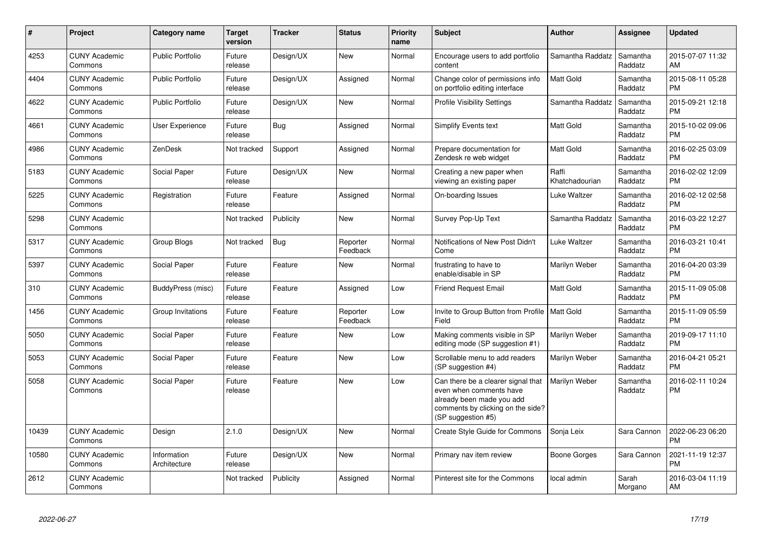| # | Project | Category name | Target version | Tracker | Status | Priority name | Subject | Author | Assignee | Updated |
|---|---|---|---|---|---|---|---|---|---|---|
| 4253 | CUNY Academic Commons | Public Portfolio | Future release | Design/UX | New | Normal | Encourage users to add portfolio content | Samantha Raddatz | Samantha Raddatz | 2015-07-07 11:32 AM |
| 4404 | CUNY Academic Commons | Public Portfolio | Future release | Design/UX | Assigned | Normal | Change color of permissions info on portfolio editing interface | Matt Gold | Samantha Raddatz | 2015-08-11 05:28 PM |
| 4622 | CUNY Academic Commons | Public Portfolio | Future release | Design/UX | New | Normal | Profile Visibility Settings | Samantha Raddatz | Samantha Raddatz | 2015-09-21 12:18 PM |
| 4661 | CUNY Academic Commons | User Experience | Future release | Bug | Assigned | Normal | Simplify Events text | Matt Gold | Samantha Raddatz | 2015-10-02 09:06 PM |
| 4986 | CUNY Academic Commons | ZenDesk | Not tracked | Support | Assigned | Normal | Prepare documentation for Zendesk re web widget | Matt Gold | Samantha Raddatz | 2016-02-25 03:09 PM |
| 5183 | CUNY Academic Commons | Social Paper | Future release | Design/UX | New | Normal | Creating a new paper when viewing an existing paper | Raffi Khatchadourian | Samantha Raddatz | 2016-02-02 12:09 PM |
| 5225 | CUNY Academic Commons | Registration | Future release | Feature | Assigned | Normal | On-boarding Issues | Luke Waltzer | Samantha Raddatz | 2016-02-12 02:58 PM |
| 5298 | CUNY Academic Commons | | Not tracked | Publicity | New | Normal | Survey Pop-Up Text | Samantha Raddatz | Samantha Raddatz | 2016-03-22 12:27 PM |
| 5317 | CUNY Academic Commons | Group Blogs | Not tracked | Bug | Reporter Feedback | Normal | Notifications of New Post Didn't Come | Luke Waltzer | Samantha Raddatz | 2016-03-21 10:41 PM |
| 5397 | CUNY Academic Commons | Social Paper | Future release | Feature | New | Normal | frustrating to have to enable/disable in SP | Marilyn Weber | Samantha Raddatz | 2016-04-20 03:39 PM |
| 310 | CUNY Academic Commons | BuddyPress (misc) | Future release | Feature | Assigned | Low | Friend Request Email | Matt Gold | Samantha Raddatz | 2015-11-09 05:08 PM |
| 1456 | CUNY Academic Commons | Group Invitations | Future release | Feature | Reporter Feedback | Low | Invite to Group Button from Profile Field | Matt Gold | Samantha Raddatz | 2015-11-09 05:59 PM |
| 5050 | CUNY Academic Commons | Social Paper | Future release | Feature | New | Low | Making comments visible in SP editing mode (SP suggestion #1) | Marilyn Weber | Samantha Raddatz | 2019-09-17 11:10 PM |
| 5053 | CUNY Academic Commons | Social Paper | Future release | Feature | New | Low | Scrollable menu to add readers (SP suggestion #4) | Marilyn Weber | Samantha Raddatz | 2016-04-21 05:21 PM |
| 5058 | CUNY Academic Commons | Social Paper | Future release | Feature | New | Low | Can there be a clearer signal that even when comments have already been made you add comments by clicking on the side? (SP suggestion #5) | Marilyn Weber | Samantha Raddatz | 2016-02-11 10:24 PM |
| 10439 | CUNY Academic Commons | Design | 2.1.0 | Design/UX | New | Normal | Create Style Guide for Commons | Sonja Leix | Sara Cannon | 2022-06-23 06:20 PM |
| 10580 | CUNY Academic Commons | Information Architecture | Future release | Design/UX | New | Normal | Primary nav item review | Boone Gorges | Sara Cannon | 2021-11-19 12:37 PM |
| 2612 | CUNY Academic Commons | | Not tracked | Publicity | Assigned | Normal | Pinterest site for the Commons | local admin | Sarah Morgano | 2016-03-04 11:19 AM |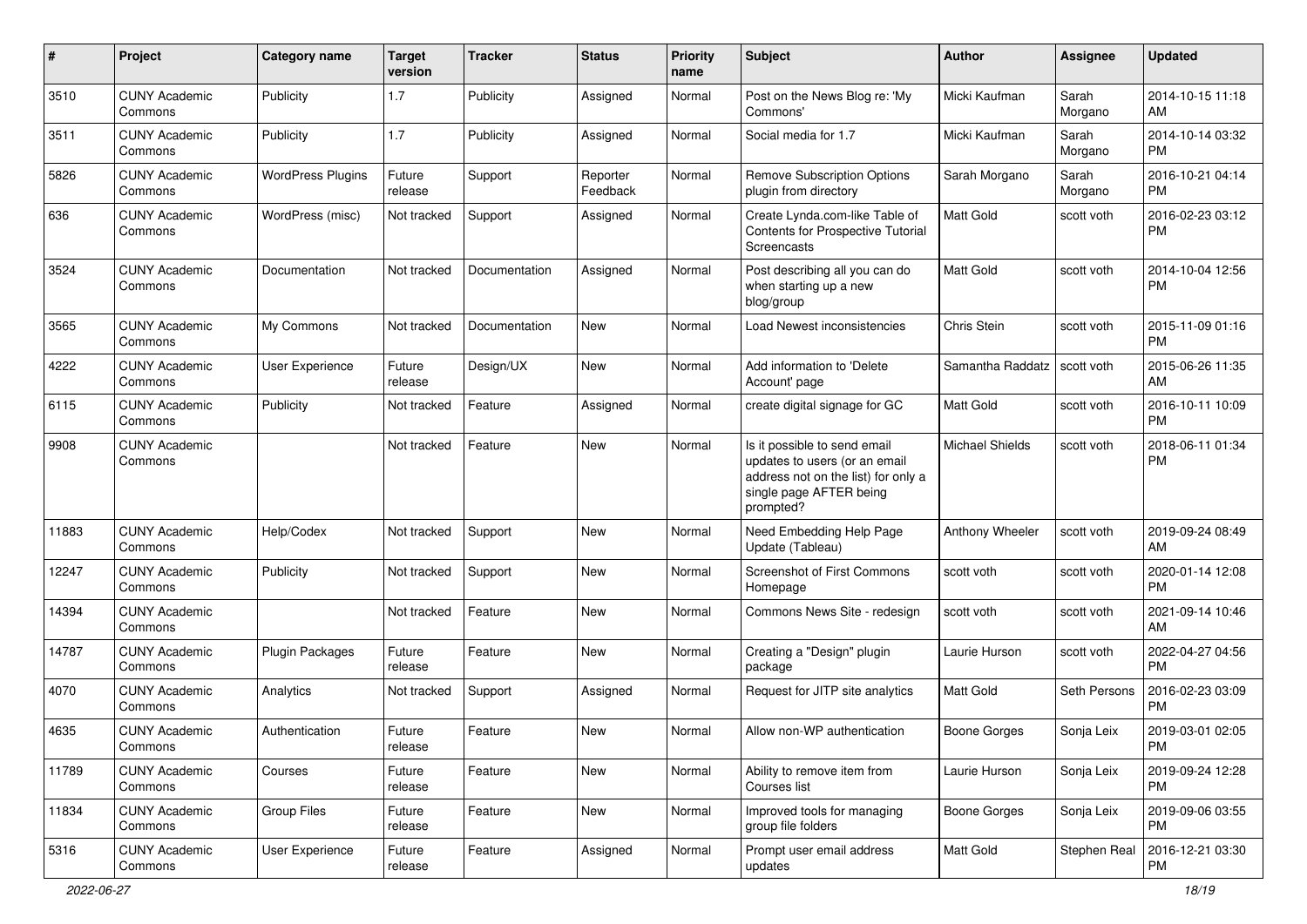| # | Project | Category name | Target version | Tracker | Status | Priority name | Subject | Author | Assignee | Updated |
|---|---|---|---|---|---|---|---|---|---|---|
| 3510 | CUNY Academic Commons | Publicity | 1.7 | Publicity | Assigned | Normal | Post on the News Blog re: 'My Commons' | Micki Kaufman | Sarah Morgano | 2014-10-15 11:18 AM |
| 3511 | CUNY Academic Commons | Publicity | 1.7 | Publicity | Assigned | Normal | Social media for 1.7 | Micki Kaufman | Sarah Morgano | 2014-10-14 03:32 PM |
| 5826 | CUNY Academic Commons | WordPress Plugins | Future release | Support | Reporter Feedback | Normal | Remove Subscription Options plugin from directory | Sarah Morgano | Sarah Morgano | 2016-10-21 04:14 PM |
| 636 | CUNY Academic Commons | WordPress (misc) | Not tracked | Support | Assigned | Normal | Create Lynda.com-like Table of Contents for Prospective Tutorial Screencasts | Matt Gold | scott voth | 2016-02-23 03:12 PM |
| 3524 | CUNY Academic Commons | Documentation | Not tracked | Documentation | Assigned | Normal | Post describing all you can do when starting up a new blog/group | Matt Gold | scott voth | 2014-10-04 12:56 PM |
| 3565 | CUNY Academic Commons | My Commons | Not tracked | Documentation | New | Normal | Load Newest inconsistencies | Chris Stein | scott voth | 2015-11-09 01:16 PM |
| 4222 | CUNY Academic Commons | User Experience | Future release | Design/UX | New | Normal | Add information to 'Delete Account' page | Samantha Raddatz | scott voth | 2015-06-26 11:35 AM |
| 6115 | CUNY Academic Commons | Publicity | Not tracked | Feature | Assigned | Normal | create digital signage for GC | Matt Gold | scott voth | 2016-10-11 10:09 PM |
| 9908 | CUNY Academic Commons | | Not tracked | Feature | New | Normal | Is it possible to send email updates to users (or an email address not on the list) for only a single page AFTER being prompted? | Michael Shields | scott voth | 2018-06-11 01:34 PM |
| 11883 | CUNY Academic Commons | Help/Codex | Not tracked | Support | New | Normal | Need Embedding Help Page Update (Tableau) | Anthony Wheeler | scott voth | 2019-09-24 08:49 AM |
| 12247 | CUNY Academic Commons | Publicity | Not tracked | Support | New | Normal | Screenshot of First Commons Homepage | scott voth | scott voth | 2020-01-14 12:08 PM |
| 14394 | CUNY Academic Commons | | Not tracked | Feature | New | Normal | Commons News Site - redesign | scott voth | scott voth | 2021-09-14 10:46 AM |
| 14787 | CUNY Academic Commons | Plugin Packages | Future release | Feature | New | Normal | Creating a "Design" plugin package | Laurie Hurson | scott voth | 2022-04-27 04:56 PM |
| 4070 | CUNY Academic Commons | Analytics | Not tracked | Support | Assigned | Normal | Request for JITP site analytics | Matt Gold | Seth Persons | 2016-02-23 03:09 PM |
| 4635 | CUNY Academic Commons | Authentication | Future release | Feature | New | Normal | Allow non-WP authentication | Boone Gorges | Sonja Leix | 2019-03-01 02:05 PM |
| 11789 | CUNY Academic Commons | Courses | Future release | Feature | New | Normal | Ability to remove item from Courses list | Laurie Hurson | Sonja Leix | 2019-09-24 12:28 PM |
| 11834 | CUNY Academic Commons | Group Files | Future release | Feature | New | Normal | Improved tools for managing group file folders | Boone Gorges | Sonja Leix | 2019-09-06 03:55 PM |
| 5316 | CUNY Academic Commons | User Experience | Future release | Feature | Assigned | Normal | Prompt user email address updates | Matt Gold | Stephen Real | 2016-12-21 03:30 PM |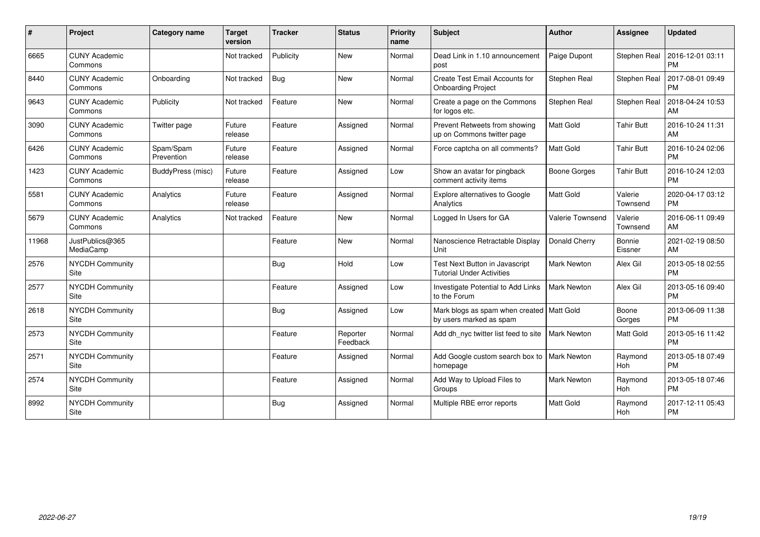| # | Project | Category name | Target version | Tracker | Status | Priority name | Subject | Author | Assignee | Updated |
|---|---|---|---|---|---|---|---|---|---|---|
| 6665 | CUNY Academic Commons | | Not tracked | Publicity | New | Normal | Dead Link in 1.10 announcement post | Paige Dupont | Stephen Real | 2016-12-01 03:11 PM |
| 8440 | CUNY Academic Commons | Onboarding | Not tracked | Bug | New | Normal | Create Test Email Accounts for Onboarding Project | Stephen Real | Stephen Real | 2017-08-01 09:49 PM |
| 9643 | CUNY Academic Commons | Publicity | Not tracked | Feature | New | Normal | Create a page on the Commons for logos etc. | Stephen Real | Stephen Real | 2018-04-24 10:53 AM |
| 3090 | CUNY Academic Commons | Twitter page | Future release | Feature | Assigned | Normal | Prevent Retweets from showing up on Commons twitter page | Matt Gold | Tahir Butt | 2016-10-24 11:31 AM |
| 6426 | CUNY Academic Commons | Spam/Spam Prevention | Future release | Feature | Assigned | Normal | Force captcha on all comments? | Matt Gold | Tahir Butt | 2016-10-24 02:06 PM |
| 1423 | CUNY Academic Commons | BuddyPress (misc) | Future release | Feature | Assigned | Low | Show an avatar for pingback comment activity items | Boone Gorges | Tahir Butt | 2016-10-24 12:03 PM |
| 5581 | CUNY Academic Commons | Analytics | Future release | Feature | Assigned | Normal | Explore alternatives to Google Analytics | Matt Gold | Valerie Townsend | 2020-04-17 03:12 PM |
| 5679 | CUNY Academic Commons | Analytics | Not tracked | Feature | New | Normal | Logged In Users for GA | Valerie Townsend | Valerie Townsend | 2016-06-11 09:49 AM |
| 11968 | JustPublics@365 MediaCamp | | | Feature | New | Normal | Nanoscience Retractable Display Unit | Donald Cherry | Bonnie Eissner | 2021-02-19 08:50 AM |
| 2576 | NYCDH Community Site | | | Bug | Hold | Low | Test Next Button in Javascript Tutorial Under Activities | Mark Newton | Alex Gil | 2013-05-18 02:55 PM |
| 2577 | NYCDH Community Site | | | Feature | Assigned | Low | Investigate Potential to Add Links to the Forum | Mark Newton | Alex Gil | 2013-05-16 09:40 PM |
| 2618 | NYCDH Community Site | | | Bug | Assigned | Low | Mark blogs as spam when created by users marked as spam | Matt Gold | Boone Gorges | 2013-06-09 11:38 PM |
| 2573 | NYCDH Community Site | | | Feature | Reporter Feedback | Normal | Add dh_nyc twitter list feed to site | Mark Newton | Matt Gold | 2013-05-16 11:42 PM |
| 2571 | NYCDH Community Site | | | Feature | Assigned | Normal | Add Google custom search box to homepage | Mark Newton | Raymond Hoh | 2013-05-18 07:49 PM |
| 2574 | NYCDH Community Site | | | Feature | Assigned | Normal | Add Way to Upload Files to Groups | Mark Newton | Raymond Hoh | 2013-05-18 07:46 PM |
| 8992 | NYCDH Community Site | | | Bug | Assigned | Normal | Multiple RBE error reports | Matt Gold | Raymond Hoh | 2017-12-11 05:43 PM |